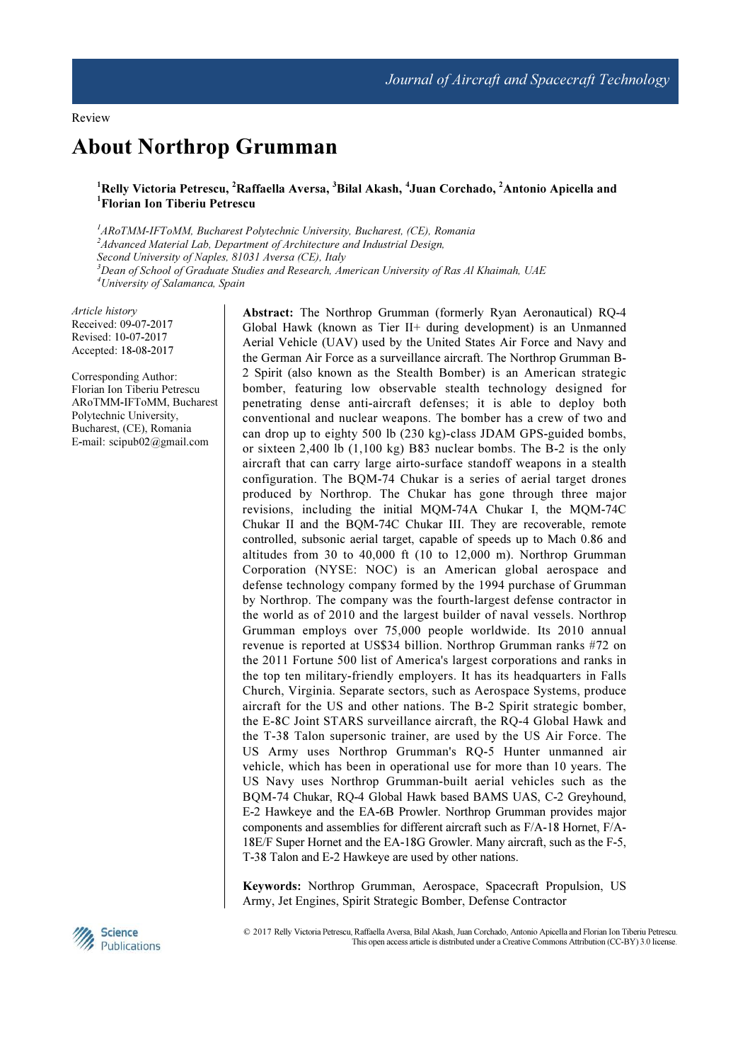Review

# About Northrop Grumman

[1]Relly Victoria Petrescu, [2]Raffaella Aversa, [3]Bilal Akash, [4]Juan Corchado, [2]Antonio Apicella and [1]Florian Ion Tiberiu Petrescu

[1]ARoTMM-IFToMM, Bucharest Polytechnic University, Bucharest, (CE), Romania
[2]Advanced Material Lab, Department of Architecture and Industrial Design, Second University of Naples, 81031 Aversa (CE), Italy
[3]Dean of School of Graduate Studies and Research, American University of Ras Al Khaimah, UAE
[4]University of Salamanca, Spain

*Article history*
Received: 09-07-2017
Revised: 10-07-2017
Accepted: 18-08-2017

Corresponding Author:
Florian Ion Tiberiu Petrescu
ARoTMM-IFToMM, Bucharest Polytechnic University, Bucharest, (CE), Romania
E-mail: scipub02@gmail.com

**Abstract:** The Northrop Grumman (formerly Ryan Aeronautical) RQ-4 Global Hawk (known as Tier II+ during development) is an Unmanned Aerial Vehicle (UAV) used by the United States Air Force and Navy and the German Air Force as a surveillance aircraft. The Northrop Grumman B-2 Spirit (also known as the Stealth Bomber) is an American strategic bomber, featuring low observable stealth technology designed for penetrating dense anti-aircraft defenses; it is able to deploy both conventional and nuclear weapons. The bomber has a crew of two and can drop up to eighty 500 lb (230 kg)-class JDAM GPS-guided bombs, or sixteen 2,400 lb (1,100 kg) B83 nuclear bombs. The B-2 is the only aircraft that can carry large airto-surface standoff weapons in a stealth configuration. The BQM-74 Chukar is a series of aerial target drones produced by Northrop. The Chukar has gone through three major revisions, including the initial MQM-74A Chukar I, the MQM-74C Chukar II and the BQM-74C Chukar III. They are recoverable, remote controlled, subsonic aerial target, capable of speeds up to Mach 0.86 and altitudes from 30 to 40,000 ft (10 to 12,000 m). Northrop Grumman Corporation (NYSE: NOC) is an American global aerospace and defense technology company formed by the 1994 purchase of Grumman by Northrop. The company was the fourth-largest defense contractor in the world as of 2010 and the largest builder of naval vessels. Northrop Grumman employs over 75,000 people worldwide. Its 2010 annual revenue is reported at US$34 billion. Northrop Grumman ranks #72 on the 2011 Fortune 500 list of America's largest corporations and ranks in the top ten military-friendly employers. It has its headquarters in Falls Church, Virginia. Separate sectors, such as Aerospace Systems, produce aircraft for the US and other nations. The B-2 Spirit strategic bomber, the E-8C Joint STARS surveillance aircraft, the RQ-4 Global Hawk and the T-38 Talon supersonic trainer, are used by the US Air Force. The US Army uses Northrop Grumman's RQ-5 Hunter unmanned air vehicle, which has been in operational use for more than 10 years. The US Navy uses Northrop Grumman-built aerial vehicles such as the BQM-74 Chukar, RQ-4 Global Hawk based BAMS UAS, C-2 Greyhound, E-2 Hawkeye and the EA-6B Prowler. Northrop Grumman provides major components and assemblies for different aircraft such as F/A-18 Hornet, F/A-18E/F Super Hornet and the EA-18G Growler. Many aircraft, such as the F-5, T-38 Talon and E-2 Hawkeye are used by other nations.

**Keywords:** Northrop Grumman, Aerospace, Spacecraft Propulsion, US Army, Jet Engines, Spirit Strategic Bomber, Defense Contractor

© 2017 Relly Victoria Petrescu, Raffaella Aversa, Bilal Akash, Juan Corchado, Antonio Apicella and Florian Ion Tiberiu Petrescu. This open access article is distributed under a Creative Commons Attribution (CC-BY) 3.0 license.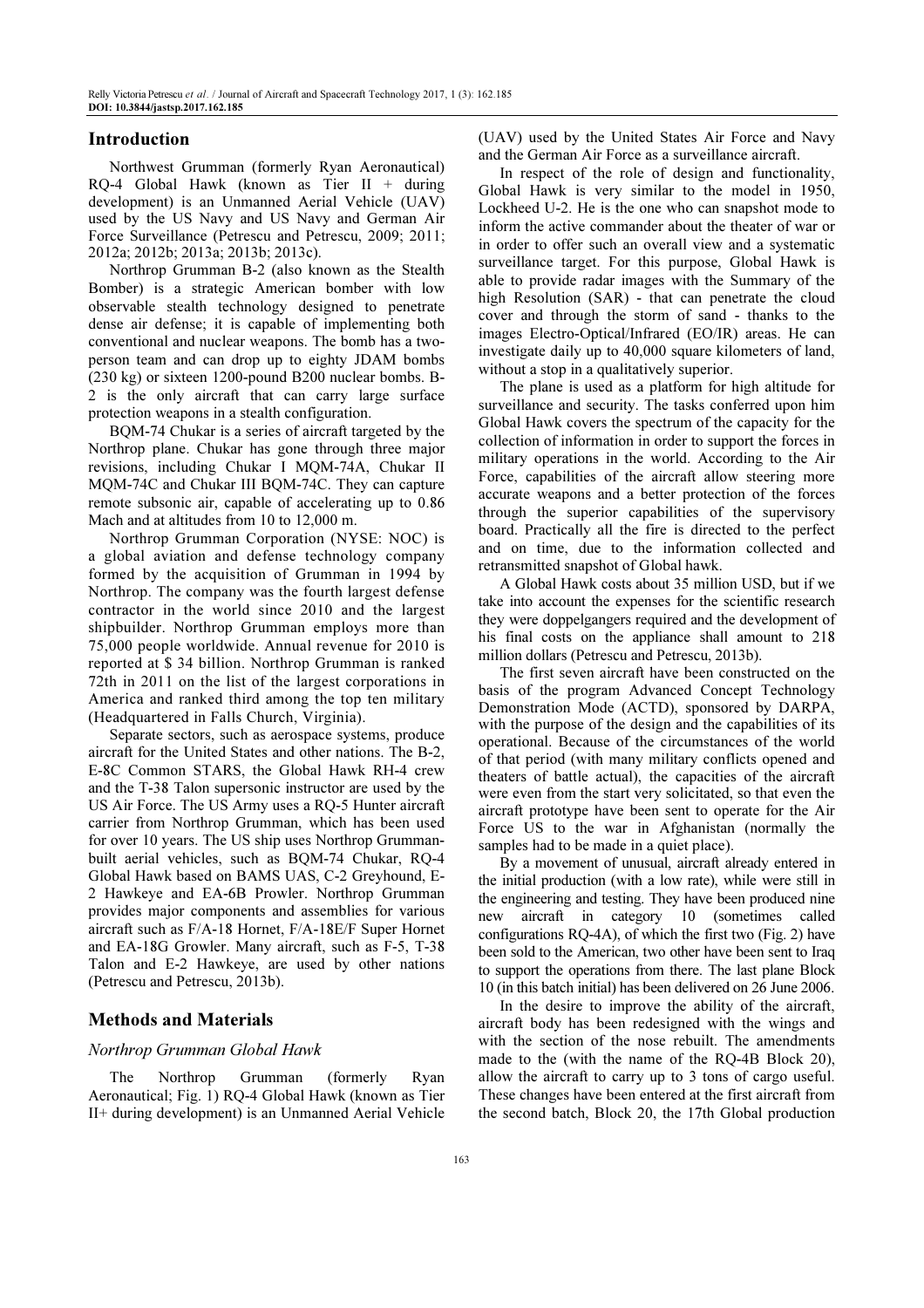## Introduction

Northwest Grumman (formerly Ryan Aeronautical) RQ-4 Global Hawk (known as Tier II + during development) is an Unmanned Aerial Vehicle (UAV) used by the US Navy and US Navy and German Air Force Surveillance (Petrescu and Petrescu, 2009; 2011; 2012a; 2012b; 2013a; 2013b; 2013c).

Northrop Grumman B-2 (also known as the Stealth Bomber) is a strategic American bomber with low observable stealth technology designed to penetrate dense air defense; it is capable of implementing both conventional and nuclear weapons. The bomb has a two-person team and can drop up to eighty JDAM bombs (230 kg) or sixteen 1200-pound B200 nuclear bombs. B-2 is the only aircraft that can carry large surface protection weapons in a stealth configuration.

BQM-74 Chukar is a series of aircraft targeted by the Northrop plane. Chukar has gone through three major revisions, including Chukar I MQM-74A, Chukar II MQM-74C and Chukar III BQM-74C. They can capture remote subsonic air, capable of accelerating up to 0.86 Mach and at altitudes from 10 to 12,000 m.

Northrop Grumman Corporation (NYSE: NOC) is a global aviation and defense technology company formed by the acquisition of Grumman in 1994 by Northrop. The company was the fourth largest defense contractor in the world since 2010 and the largest shipbuilder. Northrop Grumman employs more than 75,000 people worldwide. Annual revenue for 2010 is reported at $ 34 billion. Northrop Grumman is ranked 72th in 2011 on the list of the largest corporations in America and ranked third among the top ten military (Headquartered in Falls Church, Virginia).

Separate sectors, such as aerospace systems, produce aircraft for the United States and other nations. The B-2, E-8C Common STARS, the Global Hawk RH-4 crew and the T-38 Talon supersonic instructor are used by the US Air Force. The US Army uses a RQ-5 Hunter aircraft carrier from Northrop Grumman, which has been used for over 10 years. The US ship uses Northrop Grumman-built aerial vehicles, such as BQM-74 Chukar, RQ-4 Global Hawk based on BAMS UAS, C-2 Greyhound, E-2 Hawkeye and EA-6B Prowler. Northrop Grumman provides major components and assemblies for various aircraft such as F/A-18 Hornet, F/A-18E/F Super Hornet and EA-18G Growler. Many aircraft, such as F-5, T-38 Talon and E-2 Hawkeye, are used by other nations (Petrescu and Petrescu, 2013b).

## Methods and Materials

### *Northrop Grumman Global Hawk*

The Northrop Grumman (formerly Ryan Aeronautical; Fig. 1) RQ-4 Global Hawk (known as Tier II+ during development) is an Unmanned Aerial Vehicle (UAV) used by the United States Air Force and Navy and the German Air Force as a surveillance aircraft.

In respect of the role of design and functionality, Global Hawk is very similar to the model in 1950, Lockheed U-2. He is the one who can snapshot mode to inform the active commander about the theater of war or in order to offer such an overall view and a systematic surveillance target. For this purpose, Global Hawk is able to provide radar images with the Summary of the high Resolution (SAR) - that can penetrate the cloud cover and through the storm of sand - thanks to the images Electro-Optical/Infrared (EO/IR) areas. He can investigate daily up to 40,000 square kilometers of land, without a stop in a qualitatively superior.

The plane is used as a platform for high altitude for surveillance and security. The tasks conferred upon him Global Hawk covers the spectrum of the capacity for the collection of information in order to support the forces in military operations in the world. According to the Air Force, capabilities of the aircraft allow steering more accurate weapons and a better protection of the forces through the superior capabilities of the supervisory board. Practically all the fire is directed to the perfect and on time, due to the information collected and retransmitted snapshot of Global hawk.

A Global Hawk costs about 35 million USD, but if we take into account the expenses for the scientific research they were doppelgangers required and the development of his final costs on the appliance shall amount to 218 million dollars (Petrescu and Petrescu, 2013b).

The first seven aircraft have been constructed on the basis of the program Advanced Concept Technology Demonstration Mode (ACTD), sponsored by DARPA, with the purpose of the design and the capabilities of its operational. Because of the circumstances of the world of that period (with many military conflicts opened and theaters of battle actual), the capacities of the aircraft were even from the start very solicitated, so that even the aircraft prototype have been sent to operate for the Air Force US to the war in Afghanistan (normally the samples had to be made in a quiet place).

By a movement of unusual, aircraft already entered in the initial production (with a low rate), while were still in the engineering and testing. They have been produced nine new aircraft in category 10 (sometimes called configurations RQ-4A), of which the first two (Fig. 2) have been sold to the American, two other have been sent to Iraq to support the operations from there. The last plane Block 10 (in this batch initial) has been delivered on 26 June 2006.

In the desire to improve the ability of the aircraft, aircraft body has been redesigned with the wings and with the section of the nose rebuilt. The amendments made to the (with the name of the RQ-4B Block 20), allow the aircraft to carry up to 3 tons of cargo useful. These changes have been entered at the first aircraft from the second batch, Block 20, the 17th Global production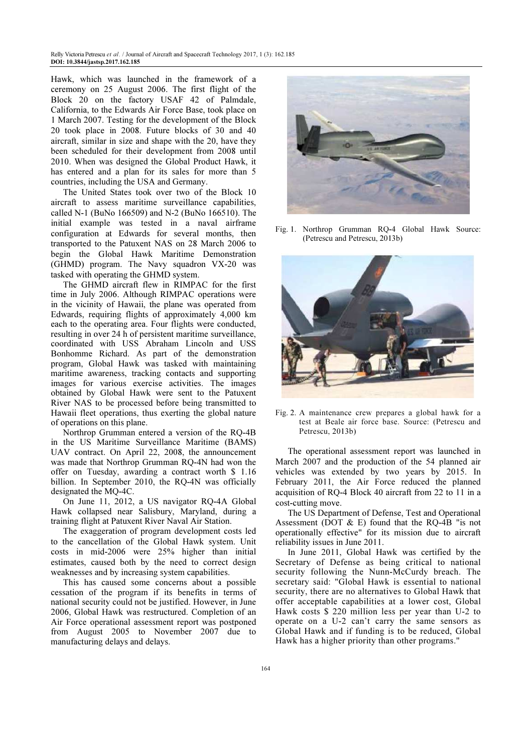Hawk, which was launched in the framework of a ceremony on 25 August 2006. The first flight of the Block 20 on the factory USAF 42 of Palmdale, California, to the Edwards Air Force Base, took place on 1 March 2007. Testing for the development of the Block 20 took place in 2008. Future blocks of 30 and 40 aircraft, similar in size and shape with the 20, have they been scheduled for their development from 2008 until 2010. When was designed the Global Product Hawk, it has entered and a plan for its sales for more than 5 countries, including the USA and Germany.

The United States took over two of the Block 10 aircraft to assess maritime surveillance capabilities, called N-1 (BuNo 166509) and N-2 (BuNo 166510). The initial example was tested in a naval airframe configuration at Edwards for several months, then transported to the Patuxent NAS on 28 March 2006 to begin the Global Hawk Maritime Demonstration (GHMD) program. The Navy squadron VX-20 was tasked with operating the GHMD system.

The GHMD aircraft flew in RIMPAC for the first time in July 2006. Although RIMPAC operations were in the vicinity of Hawaii, the plane was operated from Edwards, requiring flights of approximately 4,000 km each to the operating area. Four flights were conducted, resulting in over 24 h of persistent maritime surveillance, coordinated with USS Abraham Lincoln and USS Bonhomme Richard. As part of the demonstration program, Global Hawk was tasked with maintaining maritime awareness, tracking contacts and supporting images for various exercise activities. The images obtained by Global Hawk were sent to the Patuxent River NAS to be processed before being transmitted to Hawaii fleet operations, thus exerting the global nature of operations on this plane.

Northrop Grumman entered a version of the RQ-4B in the US Maritime Surveillance Maritime (BAMS) UAV contract. On April 22, 2008, the announcement was made that Northrop Grumman RQ-4N had won the offer on Tuesday, awarding a contract worth $ 1.16 billion. In September 2010, the RQ-4N was officially designated the MQ-4C.

On June 11, 2012, a US navigator RQ-4A Global Hawk collapsed near Salisbury, Maryland, during a training flight at Patuxent River Naval Air Station.

The exaggeration of program development costs led to the cancellation of the Global Hawk system. Unit costs in mid-2006 were 25% higher than initial estimates, caused both by the need to correct design weaknesses and by increasing system capabilities.

This has caused some concerns about a possible cessation of the program if its benefits in terms of national security could not be justified. However, in June 2006, Global Hawk was restructured. Completion of an Air Force operational assessment report was postponed from August 2005 to November 2007 due to manufacturing delays and delays.

Fig. 1. Northrop Grumman RQ-4 Global Hawk Source: (Petrescu and Petrescu, 2013b)

Fig. 2. A maintenance crew prepares a global hawk for a test at Beale air force base. Source: (Petrescu and Petrescu, 2013b)

The operational assessment report was launched in March 2007 and the production of the 54 planned air vehicles was extended by two years by 2015. In February 2011, the Air Force reduced the planned acquisition of RQ-4 Block 40 aircraft from 22 to 11 in a cost-cutting move.

The US Department of Defense, Test and Operational Assessment (DOT & E) found that the RQ-4B "is not operationally effective" for its mission due to aircraft reliability issues in June 2011.

In June 2011, Global Hawk was certified by the Secretary of Defense as being critical to national security following the Nunn-McCurdy breach. The secretary said: "Global Hawk is essential to national security, there are no alternatives to Global Hawk that offer acceptable capabilities at a lower cost, Global Hawk costs $ 220 million less per year than U-2 to operate on a U-2 can't carry the same sensors as Global Hawk and if funding is to be reduced, Global Hawk has a higher priority than other programs."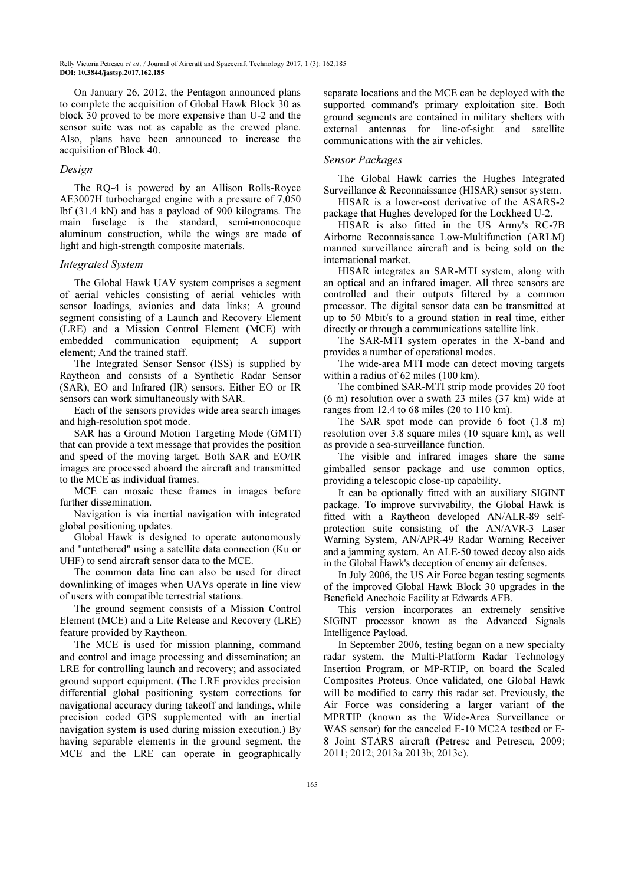On January 26, 2012, the Pentagon announced plans to complete the acquisition of Global Hawk Block 30 as block 30 proved to be more expensive than U-2 and the sensor suite was not as capable as the crewed plane. Also, plans have been announced to increase the acquisition of Block 40.

### Design

The RQ-4 is powered by an Allison Rolls-Royce AE3007H turbocharged engine with a pressure of 7,050 lbf (31.4 kN) and has a payload of 900 kilograms. The main fuselage is the standard, semi-monocoque aluminum construction, while the wings are made of light and high-strength composite materials.

### Integrated System

The Global Hawk UAV system comprises a segment of aerial vehicles consisting of aerial vehicles with sensor loadings, avionics and data links; A ground segment consisting of a Launch and Recovery Element (LRE) and a Mission Control Element (MCE) with embedded communication equipment; A support element; And the trained staff.

The Integrated Sensor Sensor (ISS) is supplied by Raytheon and consists of a Synthetic Radar Sensor (SAR), EO and Infrared (IR) sensors. Either EO or IR sensors can work simultaneously with SAR.

Each of the sensors provides wide area search images and high-resolution spot mode.

SAR has a Ground Motion Targeting Mode (GMTI) that can provide a text message that provides the position and speed of the moving target. Both SAR and EO/IR images are processed aboard the aircraft and transmitted to the MCE as individual frames.

MCE can mosaic these frames in images before further dissemination.

Navigation is via inertial navigation with integrated global positioning updates.

Global Hawk is designed to operate autonomously and "untethered" using a satellite data connection (Ku or UHF) to send aircraft sensor data to the MCE.

The common data line can also be used for direct downlinking of images when UAVs operate in line view of users with compatible terrestrial stations.

The ground segment consists of a Mission Control Element (MCE) and a Lite Release and Recovery (LRE) feature provided by Raytheon.

The MCE is used for mission planning, command and control and image processing and dissemination; an LRE for controlling launch and recovery; and associated ground support equipment. (The LRE provides precision differential global positioning system corrections for navigational accuracy during takeoff and landings, while precision coded GPS supplemented with an inertial navigation system is used during mission execution.) By having separable elements in the ground segment, the MCE and the LRE can operate in geographically separate locations and the MCE can be deployed with the supported command's primary exploitation site. Both ground segments are contained in military shelters with external antennas for line-of-sight and satellite communications with the air vehicles.

### Sensor Packages

The Global Hawk carries the Hughes Integrated Surveillance & Reconnaissance (HISAR) sensor system.

HISAR is a lower-cost derivative of the ASARS-2 package that Hughes developed for the Lockheed U-2.

HISAR is also fitted in the US Army's RC-7B Airborne Reconnaissance Low-Multifunction (ARLM) manned surveillance aircraft and is being sold on the international market.

HISAR integrates an SAR-MTI system, along with an optical and an infrared imager. All three sensors are controlled and their outputs filtered by a common processor. The digital sensor data can be transmitted at up to 50 Mbit/s to a ground station in real time, either directly or through a communications satellite link.

The SAR-MTI system operates in the X-band and provides a number of operational modes.

The wide-area MTI mode can detect moving targets within a radius of 62 miles (100 km).

The combined SAR-MTI strip mode provides 20 foot (6 m) resolution over a swath 23 miles (37 km) wide at ranges from 12.4 to 68 miles (20 to 110 km).

The SAR spot mode can provide 6 foot (1.8 m) resolution over 3.8 square miles (10 square km), as well as provide a sea-surveillance function.

The visible and infrared images share the same gimballed sensor package and use common optics, providing a telescopic close-up capability.

It can be optionally fitted with an auxiliary SIGINT package. To improve survivability, the Global Hawk is fitted with a Raytheon developed AN/ALR-89 self-protection suite consisting of the AN/AVR-3 Laser Warning System, AN/APR-49 Radar Warning Receiver and a jamming system. An ALE-50 towed decoy also aids in the Global Hawk's deception of enemy air defenses.

In July 2006, the US Air Force began testing segments of the improved Global Hawk Block 30 upgrades in the Benefield Anechoic Facility at Edwards AFB.

This version incorporates an extremely sensitive SIGINT processor known as the Advanced Signals Intelligence Payload.

In September 2006, testing began on a new specialty radar system, the Multi-Platform Radar Technology Insertion Program, or MP-RTIP, on board the Scaled Composites Proteus. Once validated, one Global Hawk will be modified to carry this radar set. Previously, the Air Force was considering a larger variant of the MPRTIP (known as the Wide-Area Surveillance or WAS sensor) for the canceled E-10 MC2A testbed or E-8 Joint STARS aircraft (Petresc and Petrescu, 2009; 2011; 2012; 2013a 2013b; 2013c).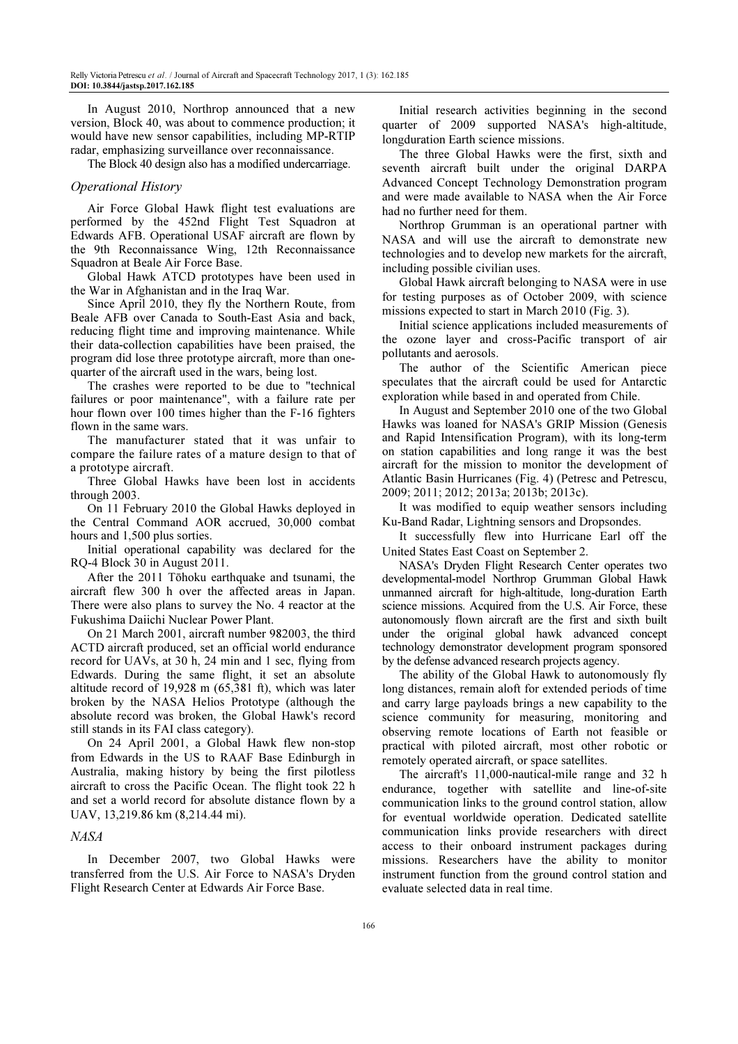In August 2010, Northrop announced that a new version, Block 40, was about to commence production; it would have new sensor capabilities, including MP-RTIP radar, emphasizing surveillance over reconnaissance.

The Block 40 design also has a modified undercarriage.

### *Operational History*

Air Force Global Hawk flight test evaluations are performed by the 452nd Flight Test Squadron at Edwards AFB. Operational USAF aircraft are flown by the 9th Reconnaissance Wing, 12th Reconnaissance Squadron at Beale Air Force Base.

Global Hawk ATCD prototypes have been used in the War in Afghanistan and in the Iraq War.

Since April 2010, they fly the Northern Route, from Beale AFB over Canada to South-East Asia and back, reducing flight time and improving maintenance. While their data-collection capabilities have been praised, the program did lose three prototype aircraft, more than one-quarter of the aircraft used in the wars, being lost.

The crashes were reported to be due to "technical failures or poor maintenance", with a failure rate per hour flown over 100 times higher than the F-16 fighters flown in the same wars.

The manufacturer stated that it was unfair to compare the failure rates of a mature design to that of a prototype aircraft.

Three Global Hawks have been lost in accidents through 2003.

On 11 February 2010 the Global Hawks deployed in the Central Command AOR accrued, 30,000 combat hours and 1,500 plus sorties.

Initial operational capability was declared for the RQ-4 Block 30 in August 2011.

After the 2011 Tōhoku earthquake and tsunami, the aircraft flew 300 h over the affected areas in Japan. There were also plans to survey the No. 4 reactor at the Fukushima Daiichi Nuclear Power Plant.

On 21 March 2001, aircraft number 982003, the third ACTD aircraft produced, set an official world endurance record for UAVs, at 30 h, 24 min and 1 sec, flying from Edwards. During the same flight, it set an absolute altitude record of 19,928 m (65,381 ft), which was later broken by the NASA Helios Prototype (although the absolute record was broken, the Global Hawk's record still stands in its FAI class category).

On 24 April 2001, a Global Hawk flew non-stop from Edwards in the US to RAAF Base Edinburgh in Australia, making history by being the first pilotless aircraft to cross the Pacific Ocean. The flight took 22 h and set a world record for absolute distance flown by a UAV, 13,219.86 km (8,214.44 mi).

### *NASA*

In December 2007, two Global Hawks were transferred from the U.S. Air Force to NASA's Dryden Flight Research Center at Edwards Air Force Base.

Initial research activities beginning in the second quarter of 2009 supported NASA's high-altitude, longduration Earth science missions.

The three Global Hawks were the first, sixth and seventh aircraft built under the original DARPA Advanced Concept Technology Demonstration program and were made available to NASA when the Air Force had no further need for them.

Northrop Grumman is an operational partner with NASA and will use the aircraft to demonstrate new technologies and to develop new markets for the aircraft, including possible civilian uses.

Global Hawk aircraft belonging to NASA were in use for testing purposes as of October 2009, with science missions expected to start in March 2010 (Fig. 3).

Initial science applications included measurements of the ozone layer and cross-Pacific transport of air pollutants and aerosols.

The author of the Scientific American piece speculates that the aircraft could be used for Antarctic exploration while based in and operated from Chile.

In August and September 2010 one of the two Global Hawks was loaned for NASA's GRIP Mission (Genesis and Rapid Intensification Program), with its long-term on station capabilities and long range it was the best aircraft for the mission to monitor the development of Atlantic Basin Hurricanes (Fig. 4) (Petresc and Petrescu, 2009; 2011; 2012; 2013a; 2013b; 2013c).

It was modified to equip weather sensors including Ku-Band Radar, Lightning sensors and Dropsondes.

It successfully flew into Hurricane Earl off the United States East Coast on September 2.

NASA's Dryden Flight Research Center operates two developmental-model Northrop Grumman Global Hawk unmanned aircraft for high-altitude, long-duration Earth science missions. Acquired from the U.S. Air Force, these autonomously flown aircraft are the first and sixth built under the original global hawk advanced concept technology demonstrator development program sponsored by the defense advanced research projects agency.

The ability of the Global Hawk to autonomously fly long distances, remain aloft for extended periods of time and carry large payloads brings a new capability to the science community for measuring, monitoring and observing remote locations of Earth not feasible or practical with piloted aircraft, most other robotic or remotely operated aircraft, or space satellites.

The aircraft's 11,000-nautical-mile range and 32 h endurance, together with satellite and line-of-site communication links to the ground control station, allow for eventual worldwide operation. Dedicated satellite communication links provide researchers with direct access to their onboard instrument packages during missions. Researchers have the ability to monitor instrument function from the ground control station and evaluate selected data in real time.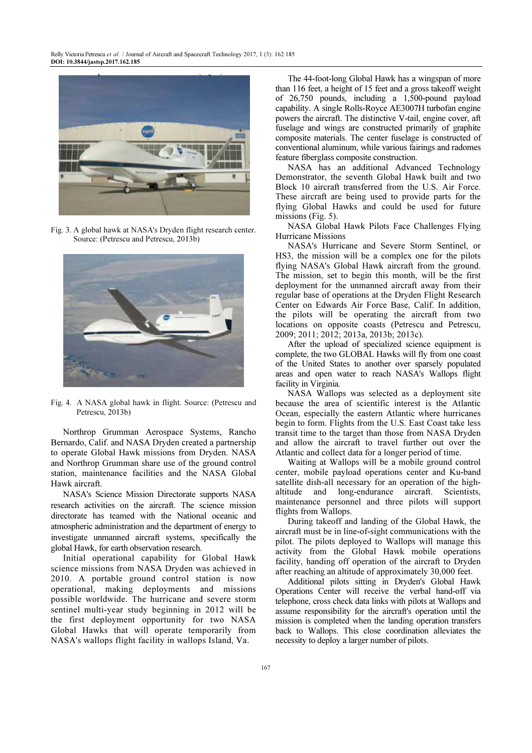Fig. 3. A global hawk at NASA's Dryden flight research center. Source: (Petrescu and Petrescu, 2013b)

Fig. 4. A NASA global hawk in flight. Source: (Petrescu and Petrescu, 2013b)

Northrop Grumman Aerospace Systems, Rancho Bernardo, Calif. and NASA Dryden created a partnership to operate Global Hawk missions from Dryden. NASA and Northrop Grumman share use of the ground control station, maintenance facilities and the NASA Global Hawk aircraft.

NASA's Science Mission Directorate supports NASA research activities on the aircraft. The science mission directorate has teamed with the National oceanic and atmospheric administration and the department of energy to investigate unmanned aircraft systems, specifically the global Hawk, for earth observation research.

Initial operational capability for Global Hawk science missions from NASA Dryden was achieved in 2010. A portable ground control station is now operational, making deployments and missions possible worldwide. The hurricane and severe storm sentinel multi-year study beginning in 2012 will be the first deployment opportunity for two NASA Global Hawks that will operate temporarily from NASA's wallops flight facility in wallops Island, Va.

The 44-foot-long Global Hawk has a wingspan of more than 116 feet, a height of 15 feet and a gross takeoff weight of 26,750 pounds, including a 1,500-pound payload capability. A single Rolls-Royce AE3007H turbofan engine powers the aircraft. The distinctive V-tail, engine cover, aft fuselage and wings are constructed primarily of graphite composite materials. The center fuselage is constructed of conventional aluminum, while various fairings and radomes feature fiberglass composite construction.

NASA has an additional Advanced Technology Demonstrator, the seventh Global Hawk built and two Block 10 aircraft transferred from the U.S. Air Force. These aircraft are being used to provide parts for the flying Global Hawks and could be used for future missions (Fig. 5).

NASA Global Hawk Pilots Face Challenges Flying Hurricane Missions

NASA's Hurricane and Severe Storm Sentinel, or HS3, the mission will be a complex one for the pilots flying NASA's Global Hawk aircraft from the ground. The mission, set to begin this month, will be the first deployment for the unmanned aircraft away from their regular base of operations at the Dryden Flight Research Center on Edwards Air Force Base, Calif. In addition, the pilots will be operating the aircraft from two locations on opposite coasts (Petrescu and Petrescu, 2009; 2011; 2012; 2013a, 2013b; 2013c).

After the upload of specialized science equipment is complete, the two GLOBAL Hawks will fly from one coast of the United States to another over sparsely populated areas and open water to reach NASA's Wallops flight facility in Virginia.

NASA Wallops was selected as a deployment site because the area of scientific interest is the Atlantic Ocean, especially the eastern Atlantic where hurricanes begin to form. Flights from the U.S. East Coast take less transit time to the target than those from NASA Dryden and allow the aircraft to travel further out over the Atlantic and collect data for a longer period of time.

Waiting at Wallops will be a mobile ground control center, mobile payload operations center and Ku-band satellite dish-all necessary for an operation of the high-altitude and long-endurance aircraft. Scientists, maintenance personnel and three pilots will support flights from Wallops.

During takeoff and landing of the Global Hawk, the aircraft must be in line-of-sight communications with the pilot. The pilots deployed to Wallops will manage this activity from the Global Hawk mobile operations facility, handing off operation of the aircraft to Dryden after reaching an altitude of approximately 30,000 feet.

Additional pilots sitting in Dryden's Global Hawk Operations Center will receive the verbal hand-off via telephone, cross check data links with pilots at Wallops and assume responsibility for the aircraft's operation until the mission is completed when the landing operation transfers back to Wallops. This close coordination alleviates the necessity to deploy a larger number of pilots.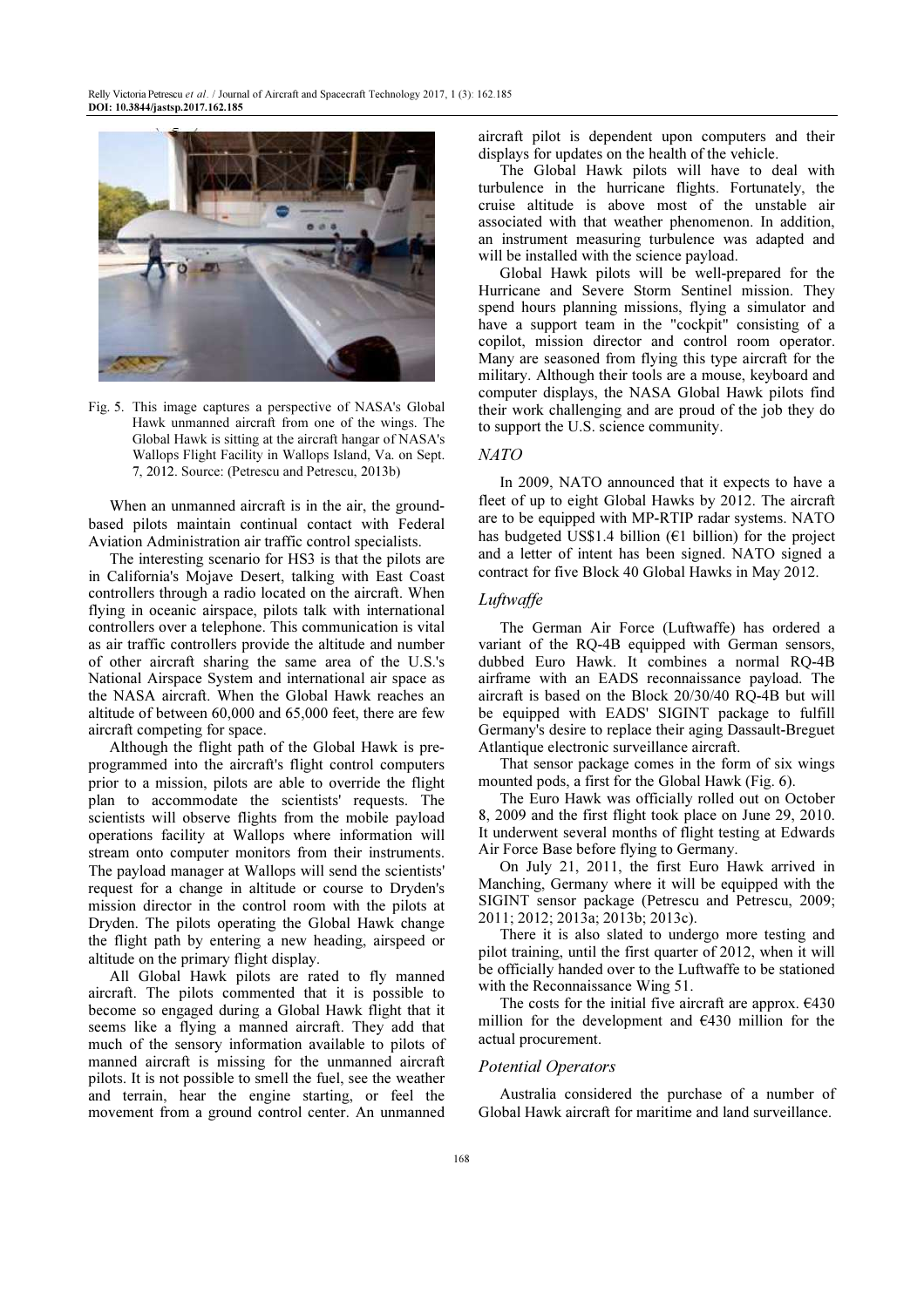Fig. 5. This image captures a perspective of NASA's Global Hawk unmanned aircraft from one of the wings. The Global Hawk is sitting at the aircraft hangar of NASA's Wallops Flight Facility in Wallops Island, Va. on Sept. 7, 2012. Source: (Petrescu and Petrescu, 2013b)

When an unmanned aircraft is in the air, the ground-based pilots maintain continual contact with Federal Aviation Administration air traffic control specialists.

The interesting scenario for HS3 is that the pilots are in California's Mojave Desert, talking with East Coast controllers through a radio located on the aircraft. When flying in oceanic airspace, pilots talk with international controllers over a telephone. This communication is vital as air traffic controllers provide the altitude and number of other aircraft sharing the same area of the U.S.'s National Airspace System and international air space as the NASA aircraft. When the Global Hawk reaches an altitude of between 60,000 and 65,000 feet, there are few aircraft competing for space.

Although the flight path of the Global Hawk is pre-programmed into the aircraft's flight control computers prior to a mission, pilots are able to override the flight plan to accommodate the scientists' requests. The scientists will observe flights from the mobile payload operations facility at Wallops where information will stream onto computer monitors from their instruments. The payload manager at Wallops will send the scientists' request for a change in altitude or course to Dryden's mission director in the control room with the pilots at Dryden. The pilots operating the Global Hawk change the flight path by entering a new heading, airspeed or altitude on the primary flight display.

All Global Hawk pilots are rated to fly manned aircraft. The pilots commented that it is possible to become so engaged during a Global Hawk flight that it seems like a flying a manned aircraft. They add that much of the sensory information available to pilots of manned aircraft is missing for the unmanned aircraft pilots. It is not possible to smell the fuel, see the weather and terrain, hear the engine starting, or feel the movement from a ground control center. An unmanned aircraft pilot is dependent upon computers and their displays for updates on the health of the vehicle.

The Global Hawk pilots will have to deal with turbulence in the hurricane flights. Fortunately, the cruise altitude is above most of the unstable air associated with that weather phenomenon. In addition, an instrument measuring turbulence was adapted and will be installed with the science payload.

Global Hawk pilots will be well-prepared for the Hurricane and Severe Storm Sentinel mission. They spend hours planning missions, flying a simulator and have a support team in the "cockpit" consisting of a copilot, mission director and control room operator. Many are seasoned from flying this type aircraft for the military. Although their tools are a mouse, keyboard and computer displays, the NASA Global Hawk pilots find their work challenging and are proud of the job they do to support the U.S. science community.

### *NATO*

In 2009, NATO announced that it expects to have a fleet of up to eight Global Hawks by 2012. The aircraft are to be equipped with MP-RTIP radar systems. NATO has budgeted US$1.4 billion (€1 billion) for the project and a letter of intent has been signed. NATO signed a contract for five Block 40 Global Hawks in May 2012.

### *Luftwaffe*

The German Air Force (Luftwaffe) has ordered a variant of the RQ-4B equipped with German sensors, dubbed Euro Hawk. It combines a normal RQ-4B airframe with an EADS reconnaissance payload. The aircraft is based on the Block 20/30/40 RQ-4B but will be equipped with EADS' SIGINT package to fulfill Germany's desire to replace their aging Dassault-Breguet Atlantique electronic surveillance aircraft.

That sensor package comes in the form of six wings mounted pods, a first for the Global Hawk (Fig. 6).

The Euro Hawk was officially rolled out on October 8, 2009 and the first flight took place on June 29, 2010. It underwent several months of flight testing at Edwards Air Force Base before flying to Germany.

On July 21, 2011, the first Euro Hawk arrived in Manching, Germany where it will be equipped with the SIGINT sensor package (Petrescu and Petrescu, 2009; 2011; 2012; 2013a; 2013b; 2013c).

There it is also slated to undergo more testing and pilot training, until the first quarter of 2012, when it will be officially handed over to the Luftwaffe to be stationed with the Reconnaissance Wing 51.

The costs for the initial five aircraft are approx. €430 million for the development and €430 million for the actual procurement.

### *Potential Operators*

Australia considered the purchase of a number of Global Hawk aircraft for maritime and land surveillance.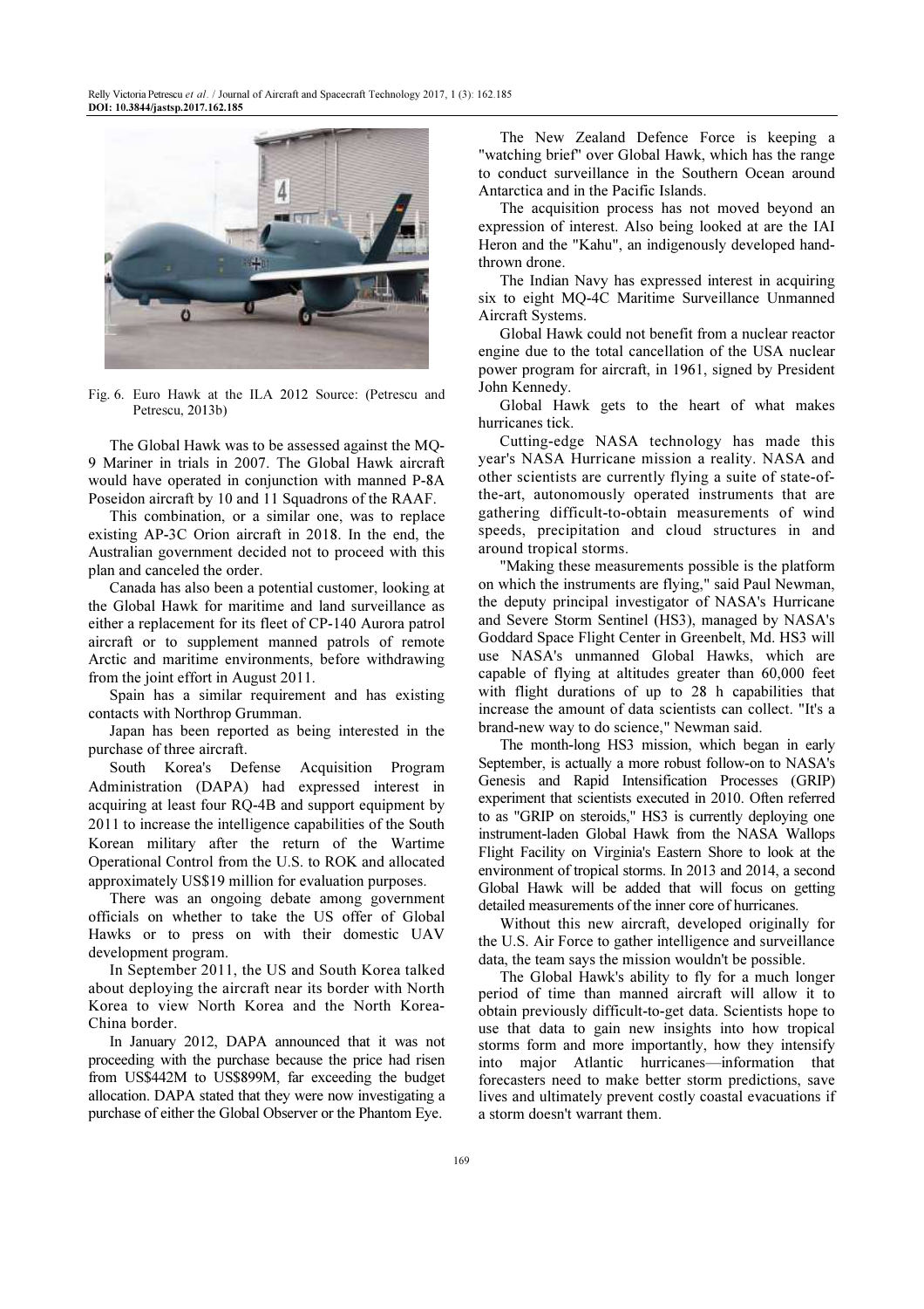Fig. 6. Euro Hawk at the ILA 2012 Source: (Petrescu and Petrescu, 2013b)

The Global Hawk was to be assessed against the MQ-9 Mariner in trials in 2007. The Global Hawk aircraft would have operated in conjunction with manned P-8A Poseidon aircraft by 10 and 11 Squadrons of the RAAF.

This combination, or a similar one, was to replace existing AP-3C Orion aircraft in 2018. In the end, the Australian government decided not to proceed with this plan and canceled the order.

Canada has also been a potential customer, looking at the Global Hawk for maritime and land surveillance as either a replacement for its fleet of CP-140 Aurora patrol aircraft or to supplement manned patrols of remote Arctic and maritime environments, before withdrawing from the joint effort in August 2011.

Spain has a similar requirement and has existing contacts with Northrop Grumman.

Japan has been reported as being interested in the purchase of three aircraft.

South Korea's Defense Acquisition Program Administration (DAPA) had expressed interest in acquiring at least four RQ-4B and support equipment by 2011 to increase the intelligence capabilities of the South Korean military after the return of the Wartime Operational Control from the U.S. to ROK and allocated approximately US$19 million for evaluation purposes.

There was an ongoing debate among government officials on whether to take the US offer of Global Hawks or to press on with their domestic UAV development program.

In September 2011, the US and South Korea talked about deploying the aircraft near its border with North Korea to view North Korea and the North Korea-China border.

In January 2012, DAPA announced that it was not proceeding with the purchase because the price had risen from US$442M to US$899M, far exceeding the budget allocation. DAPA stated that they were now investigating a purchase of either the Global Observer or the Phantom Eye.

The New Zealand Defence Force is keeping a "watching brief" over Global Hawk, which has the range to conduct surveillance in the Southern Ocean around Antarctica and in the Pacific Islands.

The acquisition process has not moved beyond an expression of interest. Also being looked at are the IAI Heron and the "Kahu", an indigenously developed hand-thrown drone.

The Indian Navy has expressed interest in acquiring six to eight MQ-4C Maritime Surveillance Unmanned Aircraft Systems.

Global Hawk could not benefit from a nuclear reactor engine due to the total cancellation of the USA nuclear power program for aircraft, in 1961, signed by President John Kennedy.

Global Hawk gets to the heart of what makes hurricanes tick.

Cutting-edge NASA technology has made this year's NASA Hurricane mission a reality. NASA and other scientists are currently flying a suite of state-of-the-art, autonomously operated instruments that are gathering difficult-to-obtain measurements of wind speeds, precipitation and cloud structures in and around tropical storms.

"Making these measurements possible is the platform on which the instruments are flying," said Paul Newman, the deputy principal investigator of NASA's Hurricane and Severe Storm Sentinel (HS3), managed by NASA's Goddard Space Flight Center in Greenbelt, Md. HS3 will use NASA's unmanned Global Hawks, which are capable of flying at altitudes greater than 60,000 feet with flight durations of up to 28 h capabilities that increase the amount of data scientists can collect. "It's a brand-new way to do science," Newman said.

The month-long HS3 mission, which began in early September, is actually a more robust follow-on to NASA's Genesis and Rapid Intensification Processes (GRIP) experiment that scientists executed in 2010. Often referred to as "GRIP on steroids," HS3 is currently deploying one instrument-laden Global Hawk from the NASA Wallops Flight Facility on Virginia's Eastern Shore to look at the environment of tropical storms. In 2013 and 2014, a second Global Hawk will be added that will focus on getting detailed measurements of the inner core of hurricanes.

Without this new aircraft, developed originally for the U.S. Air Force to gather intelligence and surveillance data, the team says the mission wouldn't be possible.

The Global Hawk's ability to fly for a much longer period of time than manned aircraft will allow it to obtain previously difficult-to-get data. Scientists hope to use that data to gain new insights into how tropical storms form and more importantly, how they intensify into major Atlantic hurricanes—information that forecasters need to make better storm predictions, save lives and ultimately prevent costly coastal evacuations if a storm doesn't warrant them.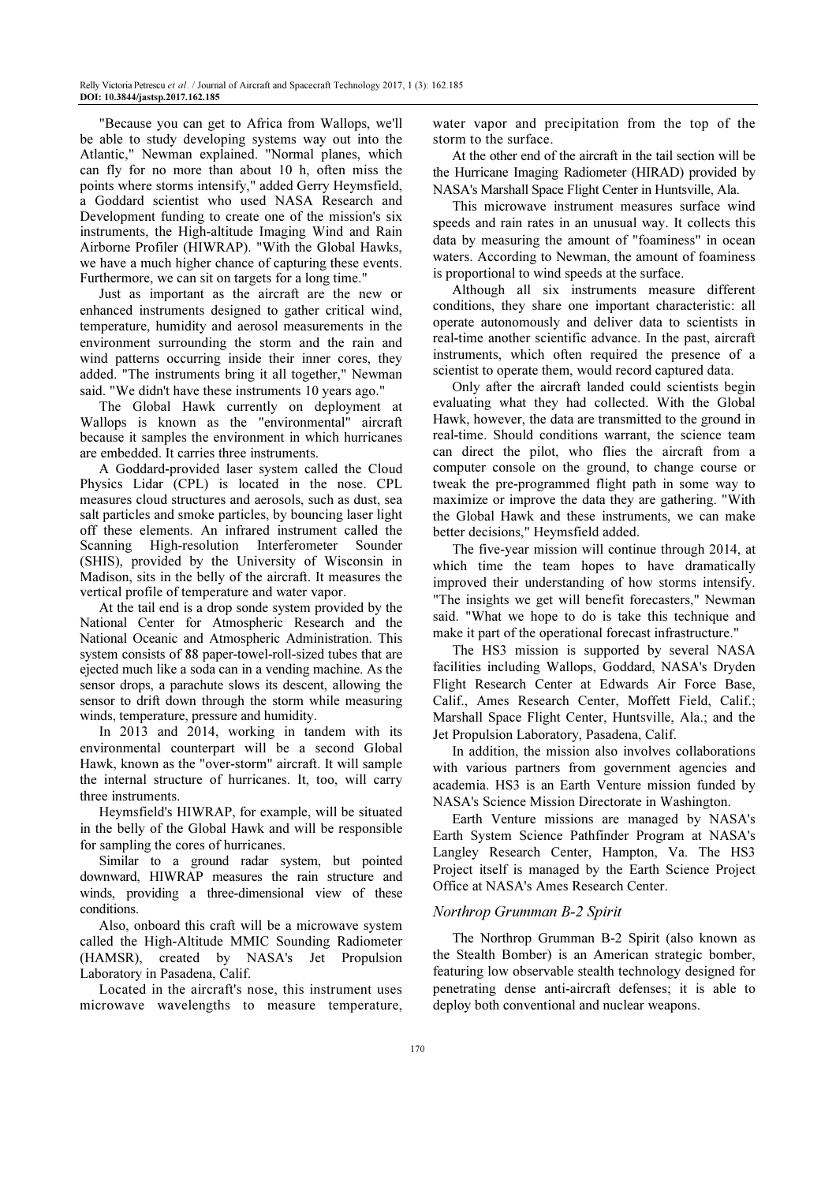"Because you can get to Africa from Wallops, we'll be able to study developing systems way out into the Atlantic," Newman explained. "Normal planes, which can fly for no more than about 10 h, often miss the points where storms intensify," added Gerry Heymsfield, a Goddard scientist who used NASA Research and Development funding to create one of the mission's six instruments, the High-altitude Imaging Wind and Rain Airborne Profiler (HIWRAP). "With the Global Hawks, we have a much higher chance of capturing these events. Furthermore, we can sit on targets for a long time."

Just as important as the aircraft are the new or enhanced instruments designed to gather critical wind, temperature, humidity and aerosol measurements in the environment surrounding the storm and the rain and wind patterns occurring inside their inner cores, they added. "The instruments bring it all together," Newman said. "We didn't have these instruments 10 years ago."

The Global Hawk currently on deployment at Wallops is known as the "environmental" aircraft because it samples the environment in which hurricanes are embedded. It carries three instruments.

A Goddard-provided laser system called the Cloud Physics Lidar (CPL) is located in the nose. CPL measures cloud structures and aerosols, such as dust, sea salt particles and smoke particles, by bouncing laser light off these elements. An infrared instrument called the Scanning High-resolution Interferometer Sounder (SHIS), provided by the University of Wisconsin in Madison, sits in the belly of the aircraft. It measures the vertical profile of temperature and water vapor.

At the tail end is a drop sonde system provided by the National Center for Atmospheric Research and the National Oceanic and Atmospheric Administration. This system consists of 88 paper-towel-roll-sized tubes that are ejected much like a soda can in a vending machine. As the sensor drops, a parachute slows its descent, allowing the sensor to drift down through the storm while measuring winds, temperature, pressure and humidity.

In 2013 and 2014, working in tandem with its environmental counterpart will be a second Global Hawk, known as the "over-storm" aircraft. It will sample the internal structure of hurricanes. It, too, will carry three instruments.

Heymsfield's HIWRAP, for example, will be situated in the belly of the Global Hawk and will be responsible for sampling the cores of hurricanes.

Similar to a ground radar system, but pointed downward, HIWRAP measures the rain structure and winds, providing a three-dimensional view of these conditions.

Also, onboard this craft will be a microwave system called the High-Altitude MMIC Sounding Radiometer (HAMSR), created by NASA's Jet Propulsion Laboratory in Pasadena, Calif.

Located in the aircraft's nose, this instrument uses microwave wavelengths to measure temperature, water vapor and precipitation from the top of the storm to the surface.

At the other end of the aircraft in the tail section will be the Hurricane Imaging Radiometer (HIRAD) provided by NASA's Marshall Space Flight Center in Huntsville, Ala.

This microwave instrument measures surface wind speeds and rain rates in an unusual way. It collects this data by measuring the amount of "foaminess" in ocean waters. According to Newman, the amount of foaminess is proportional to wind speeds at the surface.

Although all six instruments measure different conditions, they share one important characteristic: all operate autonomously and deliver data to scientists in real-time another scientific advance. In the past, aircraft instruments, which often required the presence of a scientist to operate them, would record captured data.

Only after the aircraft landed could scientists begin evaluating what they had collected. With the Global Hawk, however, the data are transmitted to the ground in real-time. Should conditions warrant, the science team can direct the pilot, who flies the aircraft from a computer console on the ground, to change course or tweak the pre-programmed flight path in some way to maximize or improve the data they are gathering. "With the Global Hawk and these instruments, we can make better decisions," Heymsfield added.

The five-year mission will continue through 2014, at which time the team hopes to have dramatically improved their understanding of how storms intensify. "The insights we get will benefit forecasters," Newman said. "What we hope to do is take this technique and make it part of the operational forecast infrastructure."

The HS3 mission is supported by several NASA facilities including Wallops, Goddard, NASA's Dryden Flight Research Center at Edwards Air Force Base, Calif., Ames Research Center, Moffett Field, Calif.; Marshall Space Flight Center, Huntsville, Ala.; and the Jet Propulsion Laboratory, Pasadena, Calif.

In addition, the mission also involves collaborations with various partners from government agencies and academia. HS3 is an Earth Venture mission funded by NASA's Science Mission Directorate in Washington.

Earth Venture missions are managed by NASA's Earth System Science Pathfinder Program at NASA's Langley Research Center, Hampton, Va. The HS3 Project itself is managed by the Earth Science Project Office at NASA's Ames Research Center.

### *Northrop Grumman B-2 Spirit*

The Northrop Grumman B-2 Spirit (also known as the Stealth Bomber) is an American strategic bomber, featuring low observable stealth technology designed for penetrating dense anti-aircraft defenses; it is able to deploy both conventional and nuclear weapons.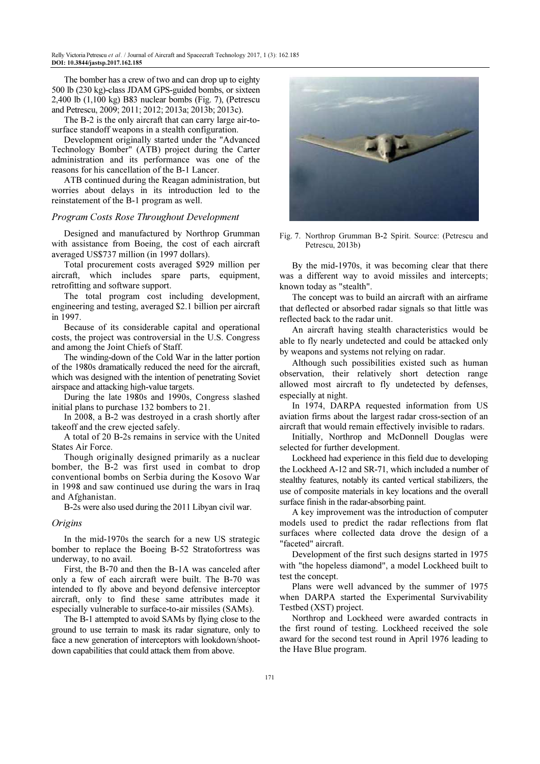The bomber has a crew of two and can drop up to eighty 500 lb (230 kg)-class JDAM GPS-guided bombs, or sixteen 2,400 lb (1,100 kg) B83 nuclear bombs (Fig. 7), (Petrescu and Petrescu, 2009; 2011; 2012; 2013a; 2013b; 2013c).

The B-2 is the only aircraft that can carry large air-to-surface standoff weapons in a stealth configuration.

Development originally started under the "Advanced Technology Bomber" (ATB) project during the Carter administration and its performance was one of the reasons for his cancellation of the B-1 Lancer.

ATB continued during the Reagan administration, but worries about delays in its introduction led to the reinstatement of the B-1 program as well.

### *Program Costs Rose Throughout Development*

Designed and manufactured by Northrop Grumman with assistance from Boeing, the cost of each aircraft averaged US$737 million (in 1997 dollars).

Total procurement costs averaged $929 million per aircraft, which includes spare parts, equipment, retrofitting and software support.

The total program cost including development, engineering and testing, averaged $2.1 billion per aircraft in 1997.

Because of its considerable capital and operational costs, the project was controversial in the U.S. Congress and among the Joint Chiefs of Staff.

The winding-down of the Cold War in the latter portion of the 1980s dramatically reduced the need for the aircraft, which was designed with the intention of penetrating Soviet airspace and attacking high-value targets.

During the late 1980s and 1990s, Congress slashed initial plans to purchase 132 bombers to 21.

In 2008, a B-2 was destroyed in a crash shortly after takeoff and the crew ejected safely.

A total of 20 B-2s remains in service with the United States Air Force.

Though originally designed primarily as a nuclear bomber, the B-2 was first used in combat to drop conventional bombs on Serbia during the Kosovo War in 1998 and saw continued use during the wars in Iraq and Afghanistan.

B-2s were also used during the 2011 Libyan civil war.

### *Origins*

In the mid-1970s the search for a new US strategic bomber to replace the Boeing B-52 Stratofortress was underway, to no avail.

First, the B-70 and then the B-1A was canceled after only a few of each aircraft were built. The B-70 was intended to fly above and beyond defensive interceptor aircraft, only to find these same attributes made it especially vulnerable to surface-to-air missiles (SAMs).

The B-1 attempted to avoid SAMs by flying close to the ground to use terrain to mask its radar signature, only to face a new generation of interceptors with lookdown/shoot-down capabilities that could attack them from above.

Fig. 7. Northrop Grumman B-2 Spirit. Source: (Petrescu and Petrescu, 2013b)

By the mid-1970s, it was becoming clear that there was a different way to avoid missiles and intercepts; known today as "stealth".

The concept was to build an aircraft with an airframe that deflected or absorbed radar signals so that little was reflected back to the radar unit.

An aircraft having stealth characteristics would be able to fly nearly undetected and could be attacked only by weapons and systems not relying on radar.

Although such possibilities existed such as human observation, their relatively short detection range allowed most aircraft to fly undetected by defenses, especially at night.

In 1974, DARPA requested information from US aviation firms about the largest radar cross-section of an aircraft that would remain effectively invisible to radars.

Initially, Northrop and McDonnell Douglas were selected for further development.

Lockheed had experience in this field due to developing the Lockheed A-12 and SR-71, which included a number of stealthy features, notably its canted vertical stabilizers, the use of composite materials in key locations and the overall surface finish in the radar-absorbing paint.

A key improvement was the introduction of computer models used to predict the radar reflections from flat surfaces where collected data drove the design of a "faceted" aircraft.

Development of the first such designs started in 1975 with "the hopeless diamond", a model Lockheed built to test the concept.

Plans were well advanced by the summer of 1975 when DARPA started the Experimental Survivability Testbed (XST) project.

Northrop and Lockheed were awarded contracts in the first round of testing. Lockheed received the sole award for the second test round in April 1976 leading to the Have Blue program.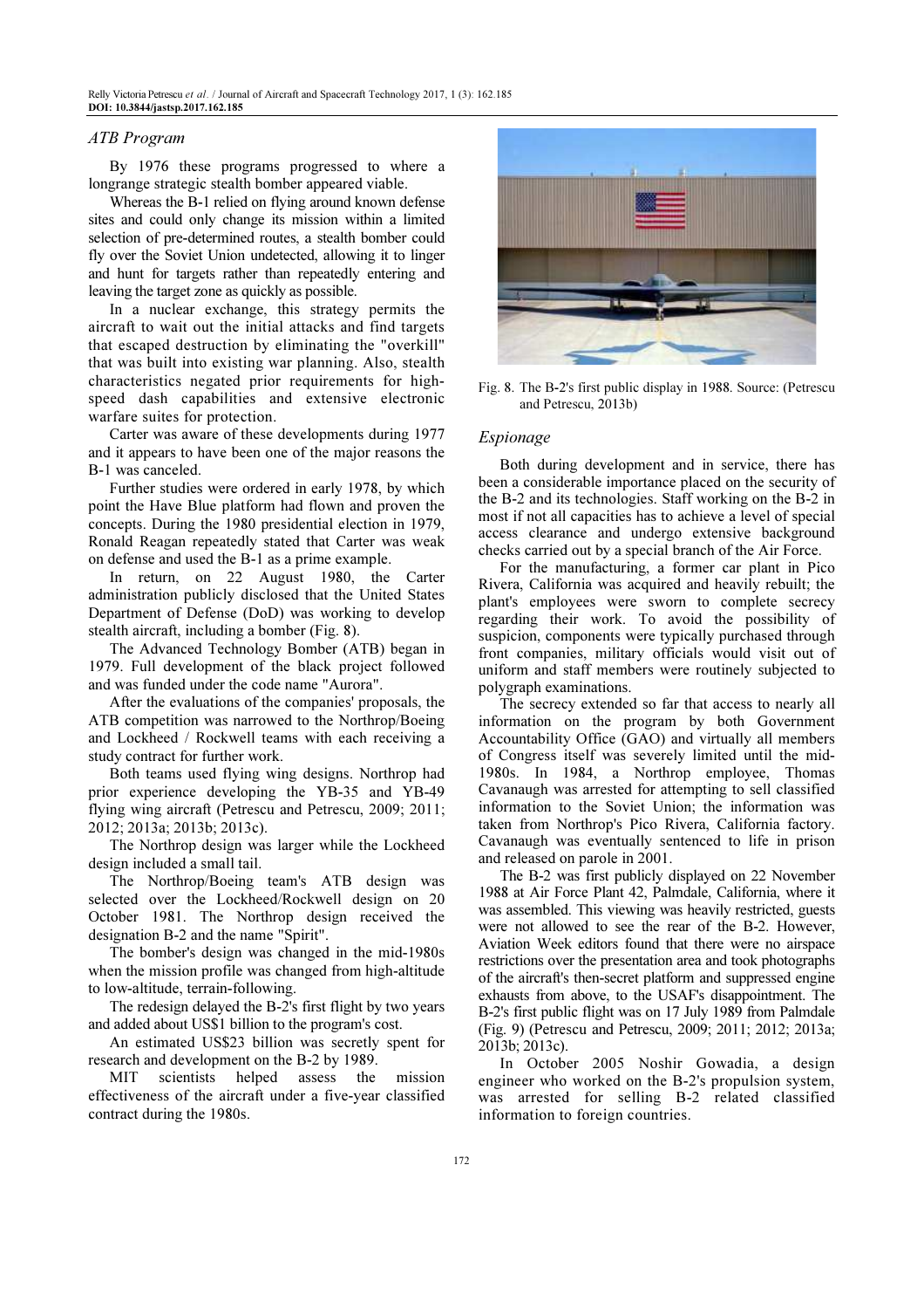### ATB Program

By 1976 these programs progressed to where a longrange strategic stealth bomber appeared viable.

Whereas the B-1 relied on flying around known defense sites and could only change its mission within a limited selection of pre-determined routes, a stealth bomber could fly over the Soviet Union undetected, allowing it to linger and hunt for targets rather than repeatedly entering and leaving the target zone as quickly as possible.

In a nuclear exchange, this strategy permits the aircraft to wait out the initial attacks and find targets that escaped destruction by eliminating the "overkill" that was built into existing war planning. Also, stealth characteristics negated prior requirements for high-speed dash capabilities and extensive electronic warfare suites for protection.

Carter was aware of these developments during 1977 and it appears to have been one of the major reasons the B-1 was canceled.

Further studies were ordered in early 1978, by which point the Have Blue platform had flown and proven the concepts. During the 1980 presidential election in 1979, Ronald Reagan repeatedly stated that Carter was weak on defense and used the B-1 as a prime example.

In return, on 22 August 1980, the Carter administration publicly disclosed that the United States Department of Defense (DoD) was working to develop stealth aircraft, including a bomber (Fig. 8).

The Advanced Technology Bomber (ATB) began in 1979. Full development of the black project followed and was funded under the code name "Aurora".

After the evaluations of the companies' proposals, the ATB competition was narrowed to the Northrop/Boeing and Lockheed / Rockwell teams with each receiving a study contract for further work.

Both teams used flying wing designs. Northrop had prior experience developing the YB-35 and YB-49 flying wing aircraft (Petrescu and Petrescu, 2009; 2011; 2012; 2013a; 2013b; 2013c).

The Northrop design was larger while the Lockheed design included a small tail.

The Northrop/Boeing team's ATB design was selected over the Lockheed/Rockwell design on 20 October 1981. The Northrop design received the designation B-2 and the name "Spirit".

The bomber's design was changed in the mid-1980s when the mission profile was changed from high-altitude to low-altitude, terrain-following.

The redesign delayed the B-2's first flight by two years and added about US$1 billion to the program's cost.

An estimated US$23 billion was secretly spent for research and development on the B-2 by 1989.

MIT scientists helped assess the mission effectiveness of the aircraft under a five-year classified contract during the 1980s.

Fig. 8. The B-2's first public display in 1988. Source: (Petrescu and Petrescu, 2013b)

### Espionage

Both during development and in service, there has been a considerable importance placed on the security of the B-2 and its technologies. Staff working on the B-2 in most if not all capacities has to achieve a level of special access clearance and undergo extensive background checks carried out by a special branch of the Air Force.

For the manufacturing, a former car plant in Pico Rivera, California was acquired and heavily rebuilt; the plant's employees were sworn to complete secrecy regarding their work. To avoid the possibility of suspicion, components were typically purchased through front companies, military officials would visit out of uniform and staff members were routinely subjected to polygraph examinations.

The secrecy extended so far that access to nearly all information on the program by both Government Accountability Office (GAO) and virtually all members of Congress itself was severely limited until the mid-1980s. In 1984, a Northrop employee, Thomas Cavanaugh was arrested for attempting to sell classified information to the Soviet Union; the information was taken from Northrop's Pico Rivera, California factory. Cavanaugh was eventually sentenced to life in prison and released on parole in 2001.

The B-2 was first publicly displayed on 22 November 1988 at Air Force Plant 42, Palmdale, California, where it was assembled. This viewing was heavily restricted, guests were not allowed to see the rear of the B-2. However, Aviation Week editors found that there were no airspace restrictions over the presentation area and took photographs of the aircraft's then-secret platform and suppressed engine exhausts from above, to the USAF's disappointment. The B-2's first public flight was on 17 July 1989 from Palmdale (Fig. 9) (Petrescu and Petrescu, 2009; 2011; 2012; 2013a; 2013b; 2013c).

In October 2005 Noshir Gowadia, a design engineer who worked on the B-2's propulsion system, was arrested for selling B-2 related classified information to foreign countries.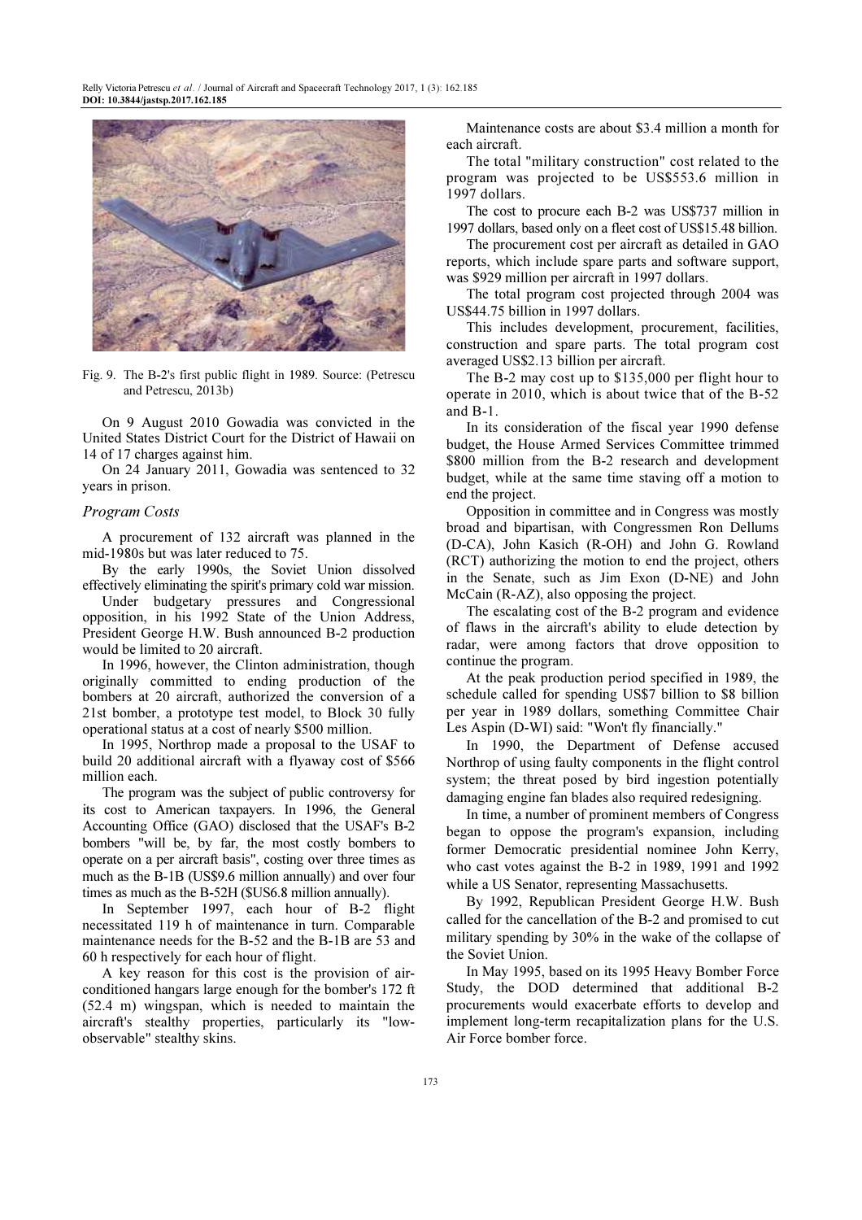Fig. 9. The B-2's first public flight in 1989. Source: (Petrescu and Petrescu, 2013b)

On 9 August 2010 Gowadia was convicted in the United States District Court for the District of Hawaii on 14 of 17 charges against him.

On 24 January 2011, Gowadia was sentenced to 32 years in prison.

### *Program Costs*

A procurement of 132 aircraft was planned in the mid-1980s but was later reduced to 75.

By the early 1990s, the Soviet Union dissolved effectively eliminating the spirit's primary cold war mission.

Under budgetary pressures and Congressional opposition, in his 1992 State of the Union Address, President George H.W. Bush announced B-2 production would be limited to 20 aircraft.

In 1996, however, the Clinton administration, though originally committed to ending production of the bombers at 20 aircraft, authorized the conversion of a 21st bomber, a prototype test model, to Block 30 fully operational status at a cost of nearly $500 million.

In 1995, Northrop made a proposal to the USAF to build 20 additional aircraft with a flyaway cost of $566 million each.

The program was the subject of public controversy for its cost to American taxpayers. In 1996, the General Accounting Office (GAO) disclosed that the USAF's B-2 bombers "will be, by far, the most costly bombers to operate on a per aircraft basis", costing over three times as much as the B-1B (US$9.6 million annually) and over four times as much as the B-52H ($US6.8 million annually).

In September 1997, each hour of B-2 flight necessitated 119 h of maintenance in turn. Comparable maintenance needs for the B-52 and the B-1B are 53 and 60 h respectively for each hour of flight.

A key reason for this cost is the provision of air-conditioned hangars large enough for the bomber's 172 ft (52.4 m) wingspan, which is needed to maintain the aircraft's stealthy properties, particularly its "low-observable" stealthy skins.

Maintenance costs are about $3.4 million a month for each aircraft.

The total "military construction" cost related to the program was projected to be US$553.6 million in 1997 dollars.

The cost to procure each B-2 was US$737 million in 1997 dollars, based only on a fleet cost of US$15.48 billion.

The procurement cost per aircraft as detailed in GAO reports, which include spare parts and software support, was $929 million per aircraft in 1997 dollars.

The total program cost projected through 2004 was US$44.75 billion in 1997 dollars.

This includes development, procurement, facilities, construction and spare parts. The total program cost averaged US$2.13 billion per aircraft.

The B-2 may cost up to $135,000 per flight hour to operate in 2010, which is about twice that of the B-52 and B-1.

In its consideration of the fiscal year 1990 defense budget, the House Armed Services Committee trimmed $800 million from the B-2 research and development budget, while at the same time staving off a motion to end the project.

Opposition in committee and in Congress was mostly broad and bipartisan, with Congressmen Ron Dellums (D-CA), John Kasich (R-OH) and John G. Rowland (RCT) authorizing the motion to end the project, others in the Senate, such as Jim Exon (D-NE) and John McCain (R-AZ), also opposing the project.

The escalating cost of the B-2 program and evidence of flaws in the aircraft's ability to elude detection by radar, were among factors that drove opposition to continue the program.

At the peak production period specified in 1989, the schedule called for spending US$7 billion to $8 billion per year in 1989 dollars, something Committee Chair Les Aspin (D-WI) said: "Won't fly financially."

In 1990, the Department of Defense accused Northrop of using faulty components in the flight control system; the threat posed by bird ingestion potentially damaging engine fan blades also required redesigning.

In time, a number of prominent members of Congress began to oppose the program's expansion, including former Democratic presidential nominee John Kerry, who cast votes against the B-2 in 1989, 1991 and 1992 while a US Senator, representing Massachusetts.

By 1992, Republican President George H.W. Bush called for the cancellation of the B-2 and promised to cut military spending by 30% in the wake of the collapse of the Soviet Union.

In May 1995, based on its 1995 Heavy Bomber Force Study, the DOD determined that additional B-2 procurements would exacerbate efforts to develop and implement long-term recapitalization plans for the U.S. Air Force bomber force.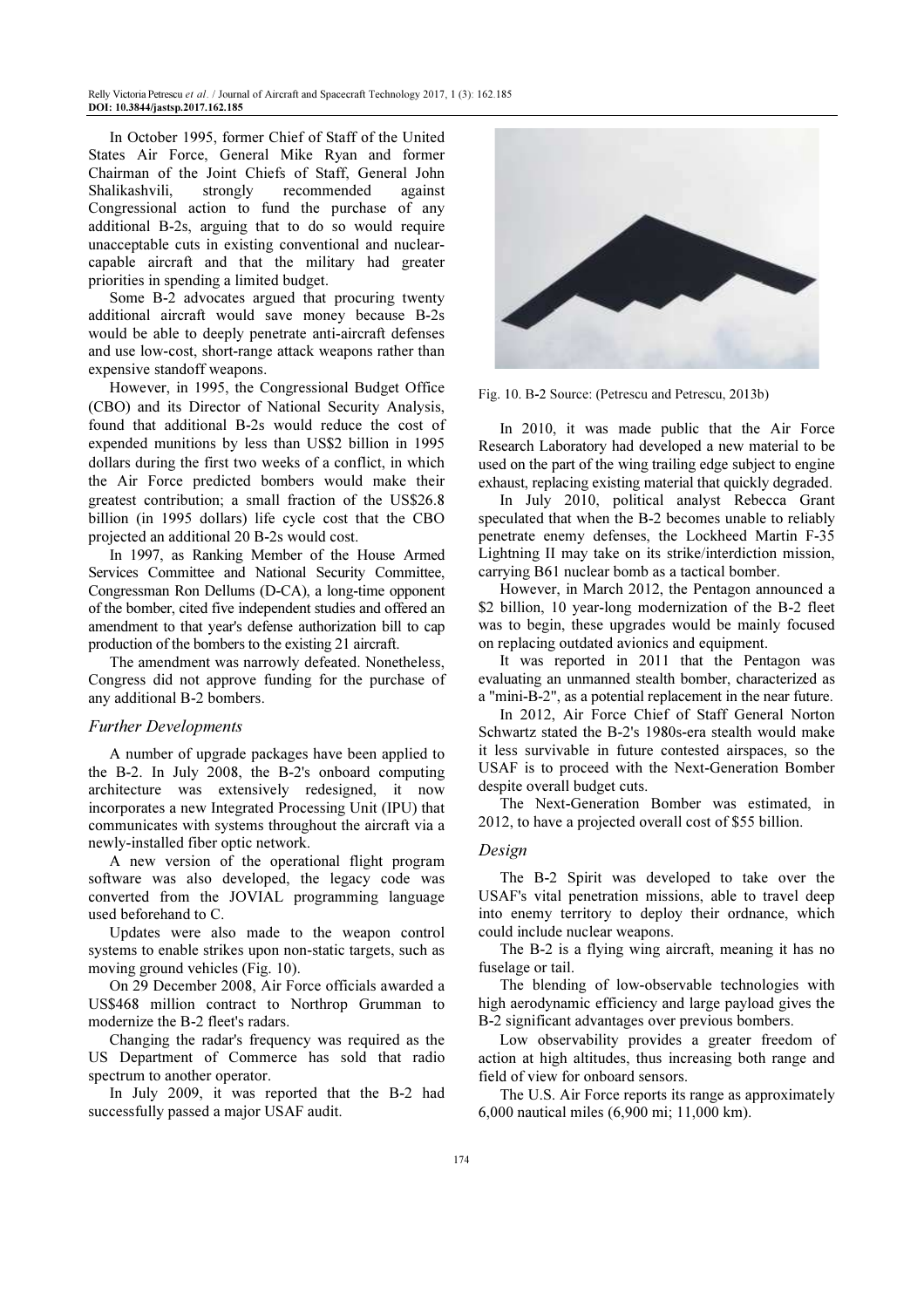In October 1995, former Chief of Staff of the United States Air Force, General Mike Ryan and former Chairman of the Joint Chiefs of Staff, General John Shalikashvili, strongly recommended against Congressional action to fund the purchase of any additional B-2s, arguing that to do so would require unacceptable cuts in existing conventional and nuclear-capable aircraft and that the military had greater priorities in spending a limited budget.

Some B-2 advocates argued that procuring twenty additional aircraft would save money because B-2s would be able to deeply penetrate anti-aircraft defenses and use low-cost, short-range attack weapons rather than expensive standoff weapons.

However, in 1995, the Congressional Budget Office (CBO) and its Director of National Security Analysis, found that additional B-2s would reduce the cost of expended munitions by less than US$2 billion in 1995 dollars during the first two weeks of a conflict, in which the Air Force predicted bombers would make their greatest contribution; a small fraction of the US$26.8 billion (in 1995 dollars) life cycle cost that the CBO projected an additional 20 B-2s would cost.

In 1997, as Ranking Member of the House Armed Services Committee and National Security Committee, Congressman Ron Dellums (D-CA), a long-time opponent of the bomber, cited five independent studies and offered an amendment to that year's defense authorization bill to cap production of the bombers to the existing 21 aircraft.

The amendment was narrowly defeated. Nonetheless, Congress did not approve funding for the purchase of any additional B-2 bombers.

## *Further Developments*

A number of upgrade packages have been applied to the B-2. In July 2008, the B-2's onboard computing architecture was extensively redesigned, it now incorporates a new Integrated Processing Unit (IPU) that communicates with systems throughout the aircraft via a newly-installed fiber optic network.

A new version of the operational flight program software was also developed, the legacy code was converted from the JOVIAL programming language used beforehand to C.

Updates were also made to the weapon control systems to enable strikes upon non-static targets, such as moving ground vehicles (Fig. 10).

On 29 December 2008, Air Force officials awarded a US$468 million contract to Northrop Grumman to modernize the B-2 fleet's radars.

Changing the radar's frequency was required as the US Department of Commerce has sold that radio spectrum to another operator.

In July 2009, it was reported that the B-2 had successfully passed a major USAF audit.

Fig. 10. B-2 Source: (Petrescu and Petrescu, 2013b)

In 2010, it was made public that the Air Force Research Laboratory had developed a new material to be used on the part of the wing trailing edge subject to engine exhaust, replacing existing material that quickly degraded.

In July 2010, political analyst Rebecca Grant speculated that when the B-2 becomes unable to reliably penetrate enemy defenses, the Lockheed Martin F-35 Lightning II may take on its strike/interdiction mission, carrying B61 nuclear bomb as a tactical bomber.

However, in March 2012, the Pentagon announced a $2 billion, 10 year-long modernization of the B-2 fleet was to begin, these upgrades would be mainly focused on replacing outdated avionics and equipment.

It was reported in 2011 that the Pentagon was evaluating an unmanned stealth bomber, characterized as a "mini-B-2", as a potential replacement in the near future.

In 2012, Air Force Chief of Staff General Norton Schwartz stated the B-2's 1980s-era stealth would make it less survivable in future contested airspaces, so the USAF is to proceed with the Next-Generation Bomber despite overall budget cuts.

The Next-Generation Bomber was estimated, in 2012, to have a projected overall cost of $55 billion.

## *Design*

The B-2 Spirit was developed to take over the USAF's vital penetration missions, able to travel deep into enemy territory to deploy their ordnance, which could include nuclear weapons.

The B-2 is a flying wing aircraft, meaning it has no fuselage or tail.

The blending of low-observable technologies with high aerodynamic efficiency and large payload gives the B-2 significant advantages over previous bombers.

Low observability provides a greater freedom of action at high altitudes, thus increasing both range and field of view for onboard sensors.

The U.S. Air Force reports its range as approximately 6,000 nautical miles (6,900 mi; 11,000 km).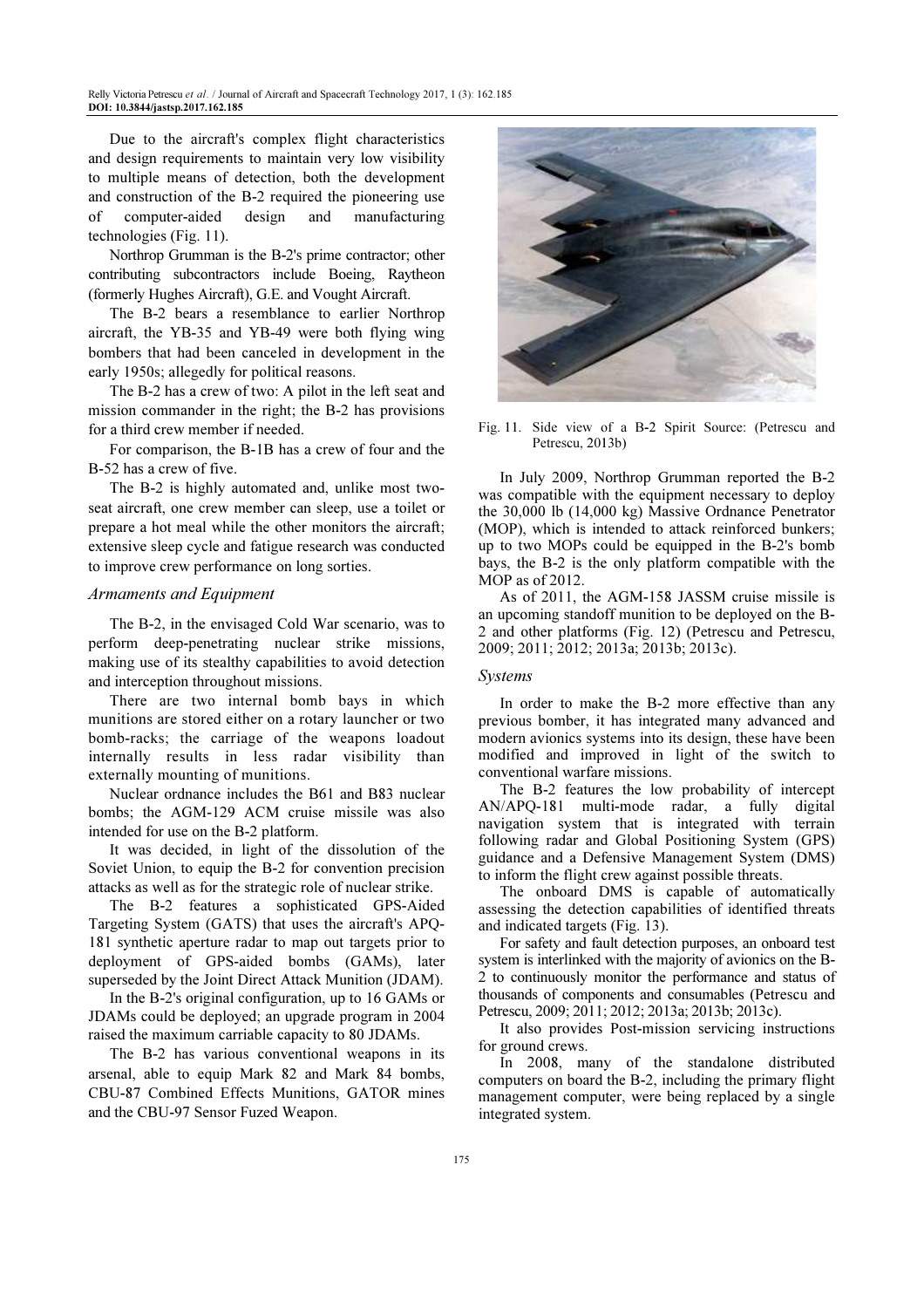Due to the aircraft's complex flight characteristics and design requirements to maintain very low visibility to multiple means of detection, both the development and construction of the B-2 required the pioneering use of computer-aided design and manufacturing technologies (Fig. 11).

Northrop Grumman is the B-2's prime contractor; other contributing subcontractors include Boeing, Raytheon (formerly Hughes Aircraft), G.E. and Vought Aircraft.

The B-2 bears a resemblance to earlier Northrop aircraft, the YB-35 and YB-49 were both flying wing bombers that had been canceled in development in the early 1950s; allegedly for political reasons.

The B-2 has a crew of two: A pilot in the left seat and mission commander in the right; the B-2 has provisions for a third crew member if needed.

For comparison, the B-1B has a crew of four and the B-52 has a crew of five.

The B-2 is highly automated and, unlike most two-seat aircraft, one crew member can sleep, use a toilet or prepare a hot meal while the other monitors the aircraft; extensive sleep cycle and fatigue research was conducted to improve crew performance on long sorties.

### *Armaments and Equipment*

The B-2, in the envisaged Cold War scenario, was to perform deep-penetrating nuclear strike missions, making use of its stealthy capabilities to avoid detection and interception throughout missions.

There are two internal bomb bays in which munitions are stored either on a rotary launcher or two bomb-racks; the carriage of the weapons loadout internally results in less radar visibility than externally mounting of munitions.

Nuclear ordnance includes the B61 and B83 nuclear bombs; the AGM-129 ACM cruise missile was also intended for use on the B-2 platform.

It was decided, in light of the dissolution of the Soviet Union, to equip the B-2 for convention precision attacks as well as for the strategic role of nuclear strike.

The B-2 features a sophisticated GPS-Aided Targeting System (GATS) that uses the aircraft's APQ-181 synthetic aperture radar to map out targets prior to deployment of GPS-aided bombs (GAMs), later superseded by the Joint Direct Attack Munition (JDAM).

In the B-2's original configuration, up to 16 GAMs or JDAMs could be deployed; an upgrade program in 2004 raised the maximum carriable capacity to 80 JDAMs.

The B-2 has various conventional weapons in its arsenal, able to equip Mark 82 and Mark 84 bombs, CBU-87 Combined Effects Munitions, GATOR mines and the CBU-97 Sensor Fuzed Weapon.

Fig. 11. Side view of a B-2 Spirit Source: (Petrescu and Petrescu, 2013b)

In July 2009, Northrop Grumman reported the B-2 was compatible with the equipment necessary to deploy the 30,000 lb (14,000 kg) Massive Ordnance Penetrator (MOP), which is intended to attack reinforced bunkers; up to two MOPs could be equipped in the B-2's bomb bays, the B-2 is the only platform compatible with the MOP as of 2012.

As of 2011, the AGM-158 JASSM cruise missile is an upcoming standoff munition to be deployed on the B-2 and other platforms (Fig. 12) (Petrescu and Petrescu, 2009; 2011; 2012; 2013a; 2013b; 2013c).

### *Systems*

In order to make the B-2 more effective than any previous bomber, it has integrated many advanced and modern avionics systems into its design, these have been modified and improved in light of the switch to conventional warfare missions.

The B-2 features the low probability of intercept AN/APQ-181 multi-mode radar, a fully digital navigation system that is integrated with terrain following radar and Global Positioning System (GPS) guidance and a Defensive Management System (DMS) to inform the flight crew against possible threats.

The onboard DMS is capable of automatically assessing the detection capabilities of identified threats and indicated targets (Fig. 13).

For safety and fault detection purposes, an onboard test system is interlinked with the majority of avionics on the B-2 to continuously monitor the performance and status of thousands of components and consumables (Petrescu and Petrescu, 2009; 2011; 2012; 2013a; 2013b; 2013c).

It also provides Post-mission servicing instructions for ground crews.

In 2008, many of the standalone distributed computers on board the B-2, including the primary flight management computer, were being replaced by a single integrated system.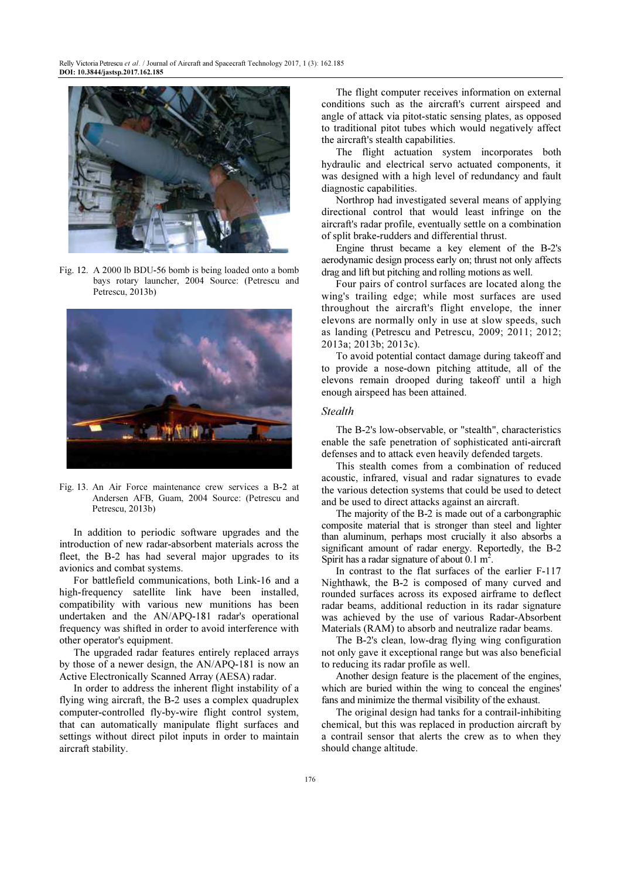Fig. 12. A 2000 lb BDU-56 bomb is being loaded onto a bomb bays rotary launcher, 2004 Source: (Petrescu and Petrescu, 2013b)

Fig. 13. An Air Force maintenance crew services a B-2 at Andersen AFB, Guam, 2004 Source: (Petrescu and Petrescu, 2013b)

In addition to periodic software upgrades and the introduction of new radar-absorbent materials across the fleet, the B-2 has had several major upgrades to its avionics and combat systems.

For battlefield communications, both Link-16 and a high-frequency satellite link have been installed, compatibility with various new munitions has been undertaken and the AN/APQ-181 radar's operational frequency was shifted in order to avoid interference with other operator's equipment.

The upgraded radar features entirely replaced arrays by those of a newer design, the AN/APQ-181 is now an Active Electronically Scanned Array (AESA) radar.

In order to address the inherent flight instability of a flying wing aircraft, the B-2 uses a complex quadruplex computer-controlled fly-by-wire flight control system, that can automatically manipulate flight surfaces and settings without direct pilot inputs in order to maintain aircraft stability.

The flight computer receives information on external conditions such as the aircraft's current airspeed and angle of attack via pitot-static sensing plates, as opposed to traditional pitot tubes which would negatively affect the aircraft's stealth capabilities.

The flight actuation system incorporates both hydraulic and electrical servo actuated components, it was designed with a high level of redundancy and fault diagnostic capabilities.

Northrop had investigated several means of applying directional control that would least infringe on the aircraft's radar profile, eventually settle on a combination of split brake-rudders and differential thrust.

Engine thrust became a key element of the B-2's aerodynamic design process early on; thrust not only affects drag and lift but pitching and rolling motions as well.

Four pairs of control surfaces are located along the wing's trailing edge; while most surfaces are used throughout the aircraft's flight envelope, the inner elevons are normally only in use at slow speeds, such as landing (Petrescu and Petrescu, 2009; 2011; 2012; 2013a; 2013b; 2013c).

To avoid potential contact damage during takeoff and to provide a nose-down pitching attitude, all of the elevons remain drooped during takeoff until a high enough airspeed has been attained.

### *Stealth*

The B-2's low-observable, or "stealth", characteristics enable the safe penetration of sophisticated anti-aircraft defenses and to attack even heavily defended targets.

This stealth comes from a combination of reduced acoustic, infrared, visual and radar signatures to evade the various detection systems that could be used to detect and be used to direct attacks against an aircraft.

The majority of the B-2 is made out of a carbongraphic composite material that is stronger than steel and lighter than aluminum, perhaps most crucially it also absorbs a significant amount of radar energy. Reportedly, the B-2 Spirit has a radar signature of about 0.1 $m^2$.

In contrast to the flat surfaces of the earlier F-117 Nighthawk, the B-2 is composed of many curved and rounded surfaces across its exposed airframe to deflect radar beams, additional reduction in its radar signature was achieved by the use of various Radar-Absorbent Materials (RAM) to absorb and neutralize radar beams.

The B-2's clean, low-drag flying wing configuration not only gave it exceptional range but was also beneficial to reducing its radar profile as well.

Another design feature is the placement of the engines, which are buried within the wing to conceal the engines' fans and minimize the thermal visibility of the exhaust.

The original design had tanks for a contrail-inhibiting chemical, but this was replaced in production aircraft by a contrail sensor that alerts the crew as to when they should change altitude.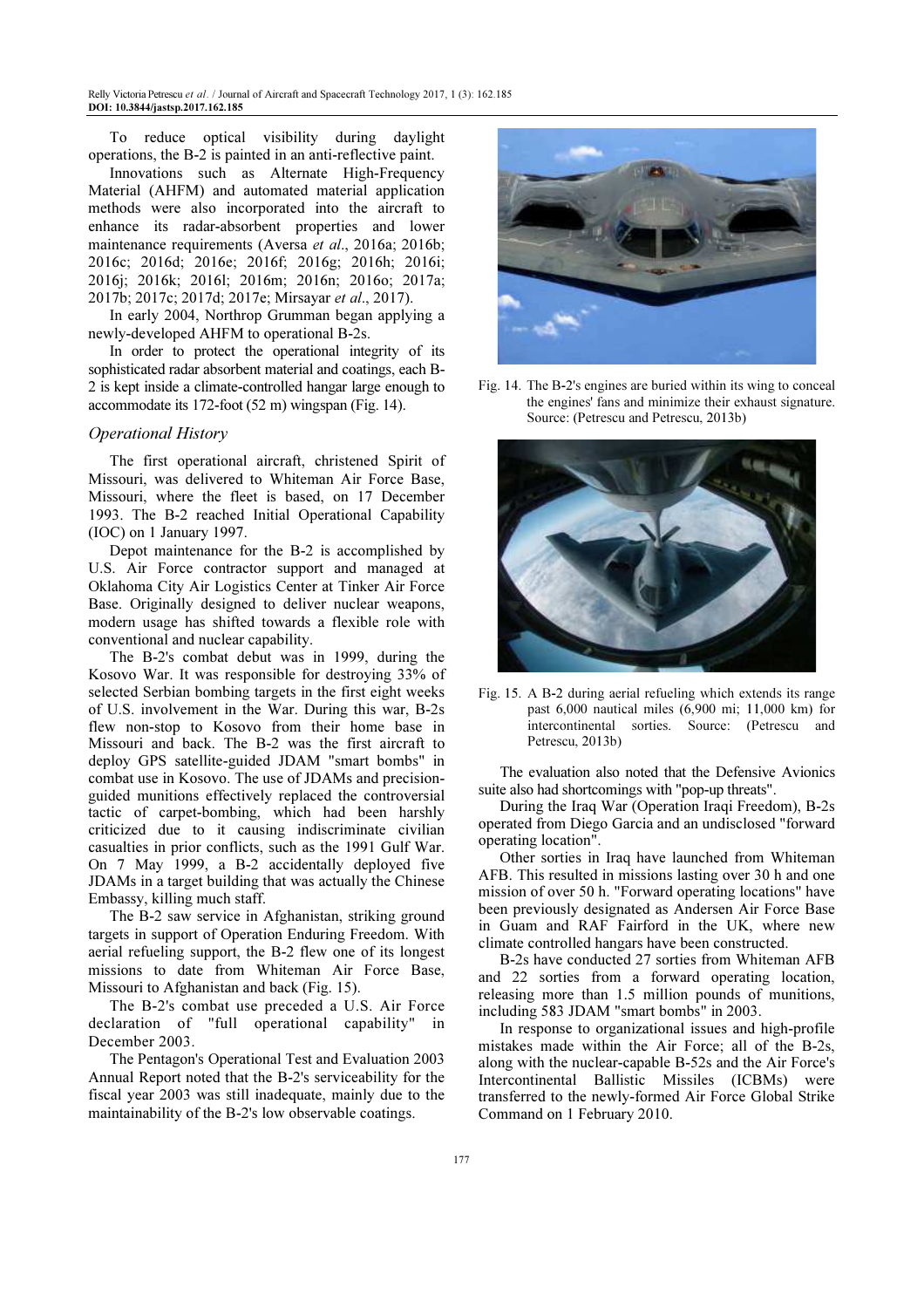To reduce optical visibility during daylight operations, the B-2 is painted in an anti-reflective paint.

Innovations such as Alternate High-Frequency Material (AHFM) and automated material application methods were also incorporated into the aircraft to enhance its radar-absorbent properties and lower maintenance requirements (Aversa *et al*., 2016a; 2016b; 2016c; 2016d; 2016e; 2016f; 2016g; 2016h; 2016i; 2016j; 2016k; 2016l; 2016m; 2016n; 2016o; 2017a; 2017b; 2017c; 2017d; 2017e; Mirsayar *et al*., 2017).

In early 2004, Northrop Grumman began applying a newly-developed AHFM to operational B-2s.

In order to protect the operational integrity of its sophisticated radar absorbent material and coatings, each B-2 is kept inside a climate-controlled hangar large enough to accommodate its 172-foot (52 m) wingspan (Fig. 14).

### *Operational History*

The first operational aircraft, christened Spirit of Missouri, was delivered to Whiteman Air Force Base, Missouri, where the fleet is based, on 17 December 1993. The B-2 reached Initial Operational Capability (IOC) on 1 January 1997.

Depot maintenance for the B-2 is accomplished by U.S. Air Force contractor support and managed at Oklahoma City Air Logistics Center at Tinker Air Force Base. Originally designed to deliver nuclear weapons, modern usage has shifted towards a flexible role with conventional and nuclear capability.

The B-2's combat debut was in 1999, during the Kosovo War. It was responsible for destroying 33% of selected Serbian bombing targets in the first eight weeks of U.S. involvement in the War. During this war, B-2s flew non-stop to Kosovo from their home base in Missouri and back. The B-2 was the first aircraft to deploy GPS satellite-guided JDAM "smart bombs" in combat use in Kosovo. The use of JDAMs and precision-guided munitions effectively replaced the controversial tactic of carpet-bombing, which had been harshly criticized due to it causing indiscriminate civilian casualties in prior conflicts, such as the 1991 Gulf War. On 7 May 1999, a B-2 accidentally deployed five JDAMs in a target building that was actually the Chinese Embassy, killing much staff.

The B-2 saw service in Afghanistan, striking ground targets in support of Operation Enduring Freedom. With aerial refueling support, the B-2 flew one of its longest missions to date from Whiteman Air Force Base, Missouri to Afghanistan and back (Fig. 15).

The B-2's combat use preceded a U.S. Air Force declaration of "full operational capability" in December 2003.

The Pentagon's Operational Test and Evaluation 2003 Annual Report noted that the B-2's serviceability for the fiscal year 2003 was still inadequate, mainly due to the maintainability of the B-2's low observable coatings.

Fig. 14. The B-2's engines are buried within its wing to conceal the engines' fans and minimize their exhaust signature. Source: (Petrescu and Petrescu, 2013b)

Fig. 15. A B-2 during aerial refueling which extends its range past 6,000 nautical miles (6,900 mi; 11,000 km) for intercontinental sorties. Source: (Petrescu and Petrescu, 2013b)

The evaluation also noted that the Defensive Avionics suite also had shortcomings with "pop-up threats".

During the Iraq War (Operation Iraqi Freedom), B-2s operated from Diego Garcia and an undisclosed "forward operating location".

Other sorties in Iraq have launched from Whiteman AFB. This resulted in missions lasting over 30 h and one mission of over 50 h. "Forward operating locations" have been previously designated as Andersen Air Force Base in Guam and RAF Fairford in the UK, where new climate controlled hangars have been constructed.

B-2s have conducted 27 sorties from Whiteman AFB and 22 sorties from a forward operating location, releasing more than 1.5 million pounds of munitions, including 583 JDAM "smart bombs" in 2003.

In response to organizational issues and high-profile mistakes made within the Air Force; all of the B-2s, along with the nuclear-capable B-52s and the Air Force's Intercontinental Ballistic Missiles (ICBMs) were transferred to the newly-formed Air Force Global Strike Command on 1 February 2010.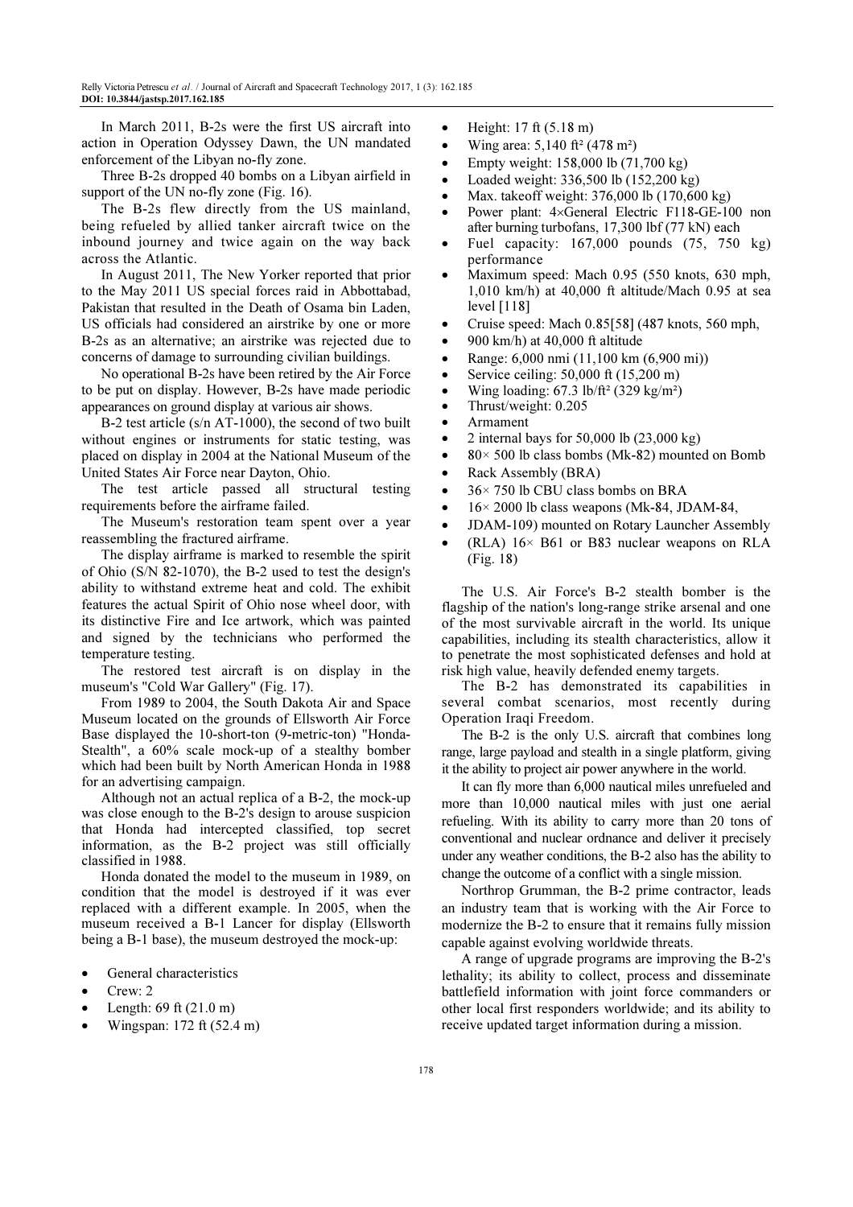In March 2011, B-2s were the first US aircraft into action in Operation Odyssey Dawn, the UN mandated enforcement of the Libyan no-fly zone.

Three B-2s dropped 40 bombs on a Libyan airfield in support of the UN no-fly zone (Fig. 16).

The B-2s flew directly from the US mainland, being refueled by allied tanker aircraft twice on the inbound journey and twice again on the way back across the Atlantic.

In August 2011, The New Yorker reported that prior to the May 2011 US special forces raid in Abbottabad, Pakistan that resulted in the Death of Osama bin Laden, US officials had considered an airstrike by one or more B-2s as an alternative; an airstrike was rejected due to concerns of damage to surrounding civilian buildings.

No operational B-2s have been retired by the Air Force to be put on display. However, B-2s have made periodic appearances on ground display at various air shows.

B-2 test article (s/n AT-1000), the second of two built without engines or instruments for static testing, was placed on display in 2004 at the National Museum of the United States Air Force near Dayton, Ohio.

The test article passed all structural testing requirements before the airframe failed.

The Museum's restoration team spent over a year reassembling the fractured airframe.

The display airframe is marked to resemble the spirit of Ohio (S/N 82-1070), the B-2 used to test the design's ability to withstand extreme heat and cold. The exhibit features the actual Spirit of Ohio nose wheel door, with its distinctive Fire and Ice artwork, which was painted and signed by the technicians who performed the temperature testing.

The restored test aircraft is on display in the museum's "Cold War Gallery" (Fig. 17).

From 1989 to 2004, the South Dakota Air and Space Museum located on the grounds of Ellsworth Air Force Base displayed the 10-short-ton (9-metric-ton) "Honda-Stealth", a 60% scale mock-up of a stealthy bomber which had been built by North American Honda in 1988 for an advertising campaign.

Although not an actual replica of a B-2, the mock-up was close enough to the B-2's design to arouse suspicion that Honda had intercepted classified, top secret information, as the B-2 project was still officially classified in 1988.

Honda donated the model to the museum in 1989, on condition that the model is destroyed if it was ever replaced with a different example. In 2005, when the museum received a B-1 Lancer for display (Ellsworth being a B-1 base), the museum destroyed the mock-up:

- General characteristics
- Crew: 2
- Length: 69 ft (21.0 m)
- Wingspan: 172 ft (52.4 m)
- Height: 17 ft (5.18 m)
- Wing area: 5,140 ft² (478 m²)
- Empty weight: 158,000 lb (71,700 kg)
- Loaded weight: 336,500 lb (152,200 kg)
- Max. takeoff weight: 376,000 lb (170,600 kg)
- Power plant: 4×General Electric F118-GE-100 non after burning turbofans, 17,300 lbf (77 kN) each
- Fuel capacity: 167,000 pounds (75, 750 kg) performance
- Maximum speed: Mach 0.95 (550 knots, 630 mph, 1,010 km/h) at 40,000 ft altitude/Mach 0.95 at sea level [118]
- Cruise speed: Mach 0.85[58] (487 knots, 560 mph,
- 900 km/h) at 40,000 ft altitude
- Range: 6,000 nmi (11,100 km (6,900 mi))
- Service ceiling: 50,000 ft (15,200 m)
- Wing loading: 67.3 lb/ft² (329 kg/m²)
- Thrust/weight: 0.205
- Armament
- 2 internal bays for 50,000 lb (23,000 kg)
- 80× 500 lb class bombs (Mk-82) mounted on Bomb
- Rack Assembly (BRA)
- 36× 750 lb CBU class bombs on BRA
- 16× 2000 lb class weapons (Mk-84, JDAM-84,
- JDAM-109) mounted on Rotary Launcher Assembly
- (RLA) 16× B61 or B83 nuclear weapons on RLA (Fig. 18)

The U.S. Air Force's B-2 stealth bomber is the flagship of the nation's long-range strike arsenal and one of the most survivable aircraft in the world. Its unique capabilities, including its stealth characteristics, allow it to penetrate the most sophisticated defenses and hold at risk high value, heavily defended enemy targets.

The B-2 has demonstrated its capabilities in several combat scenarios, most recently during Operation Iraqi Freedom.

The B-2 is the only U.S. aircraft that combines long range, large payload and stealth in a single platform, giving it the ability to project air power anywhere in the world.

It can fly more than 6,000 nautical miles unrefueled and more than 10,000 nautical miles with just one aerial refueling. With its ability to carry more than 20 tons of conventional and nuclear ordnance and deliver it precisely under any weather conditions, the B-2 also has the ability to change the outcome of a conflict with a single mission.

Northrop Grumman, the B-2 prime contractor, leads an industry team that is working with the Air Force to modernize the B-2 to ensure that it remains fully mission capable against evolving worldwide threats.

A range of upgrade programs are improving the B-2's lethality; its ability to collect, process and disseminate battlefield information with joint force commanders or other local first responders worldwide; and its ability to receive updated target information during a mission.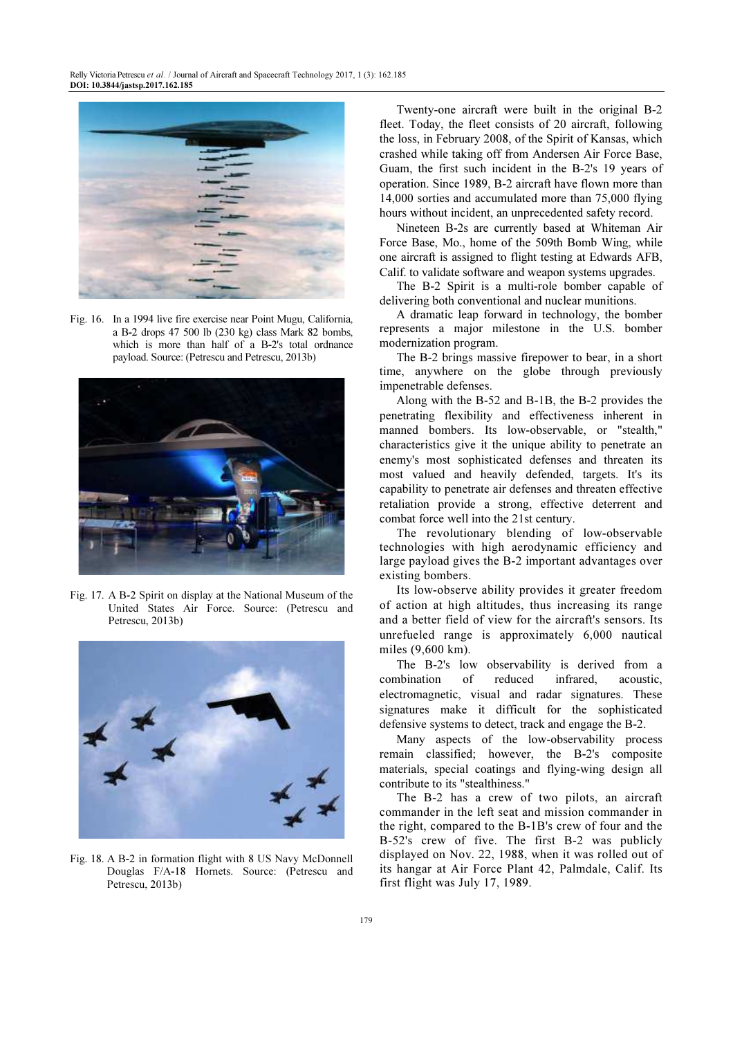Fig. 16. In a 1994 live fire exercise near Point Mugu, California, a B-2 drops 47 500 lb (230 kg) class Mark 82 bombs, which is more than half of a B-2's total ordnance payload. Source: (Petrescu and Petrescu, 2013b)

Fig. 17. A B-2 Spirit on display at the National Museum of the United States Air Force. Source: (Petrescu and Petrescu, 2013b)

Fig. 18. A B-2 in formation flight with 8 US Navy McDonnell Douglas F/A-18 Hornets. Source: (Petrescu and Petrescu, 2013b)

Twenty-one aircraft were built in the original B-2 fleet. Today, the fleet consists of 20 aircraft, following the loss, in February 2008, of the Spirit of Kansas, which crashed while taking off from Andersen Air Force Base, Guam, the first such incident in the B-2's 19 years of operation. Since 1989, B-2 aircraft have flown more than 14,000 sorties and accumulated more than 75,000 flying hours without incident, an unprecedented safety record.

Nineteen B-2s are currently based at Whiteman Air Force Base, Mo., home of the 509th Bomb Wing, while one aircraft is assigned to flight testing at Edwards AFB, Calif. to validate software and weapon systems upgrades.

The B-2 Spirit is a multi-role bomber capable of delivering both conventional and nuclear munitions.

A dramatic leap forward in technology, the bomber represents a major milestone in the U.S. bomber modernization program.

The B-2 brings massive firepower to bear, in a short time, anywhere on the globe through previously impenetrable defenses.

Along with the B-52 and B-1B, the B-2 provides the penetrating flexibility and effectiveness inherent in manned bombers. Its low-observable, or "stealth," characteristics give it the unique ability to penetrate an enemy's most sophisticated defenses and threaten its most valued and heavily defended, targets. It's its capability to penetrate air defenses and threaten effective retaliation provide a strong, effective deterrent and combat force well into the 21st century.

The revolutionary blending of low-observable technologies with high aerodynamic efficiency and large payload gives the B-2 important advantages over existing bombers.

Its low-observe ability provides it greater freedom of action at high altitudes, thus increasing its range and a better field of view for the aircraft's sensors. Its unrefueled range is approximately 6,000 nautical miles (9,600 km).

The B-2's low observability is derived from a combination of reduced infrared, acoustic, electromagnetic, visual and radar signatures. These signatures make it difficult for the sophisticated defensive systems to detect, track and engage the B-2.

Many aspects of the low-observability process remain classified; however, the B-2's composite materials, special coatings and flying-wing design all contribute to its "stealthiness."

The B-2 has a crew of two pilots, an aircraft commander in the left seat and mission commander in the right, compared to the B-1B's crew of four and the B-52's crew of five. The first B-2 was publicly displayed on Nov. 22, 1988, when it was rolled out of its hangar at Air Force Plant 42, Palmdale, Calif. Its first flight was July 17, 1989.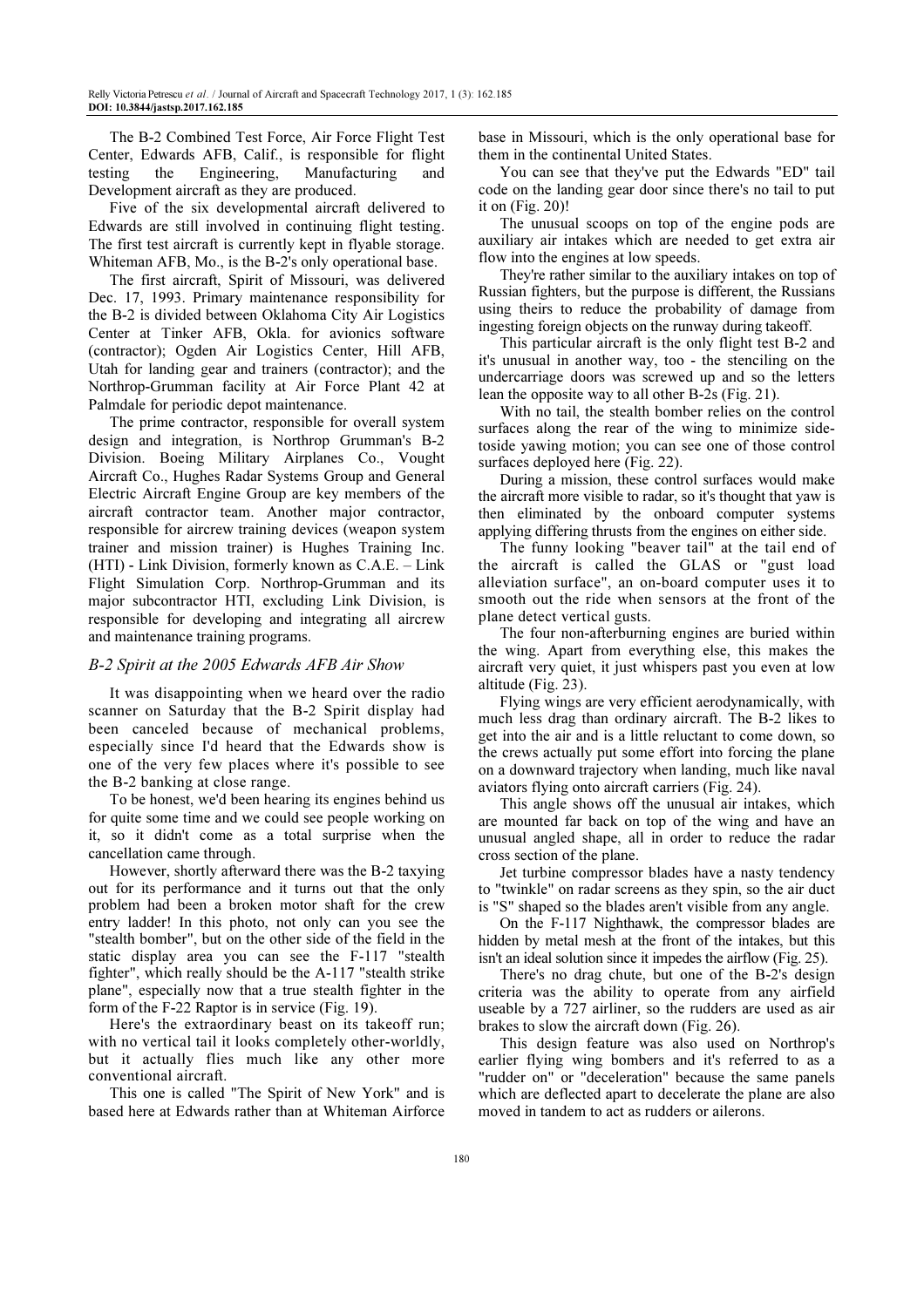The B-2 Combined Test Force, Air Force Flight Test Center, Edwards AFB, Calif., is responsible for flight testing the Engineering, Manufacturing and Development aircraft as they are produced.

Five of the six developmental aircraft delivered to Edwards are still involved in continuing flight testing. The first test aircraft is currently kept in flyable storage. Whiteman AFB, Mo., is the B-2's only operational base.

The first aircraft, Spirit of Missouri, was delivered Dec. 17, 1993. Primary maintenance responsibility for the B-2 is divided between Oklahoma City Air Logistics Center at Tinker AFB, Okla. for avionics software (contractor); Ogden Air Logistics Center, Hill AFB, Utah for landing gear and trainers (contractor); and the Northrop-Grumman facility at Air Force Plant 42 at Palmdale for periodic depot maintenance.

The prime contractor, responsible for overall system design and integration, is Northrop Grumman's B-2 Division. Boeing Military Airplanes Co., Vought Aircraft Co., Hughes Radar Systems Group and General Electric Aircraft Engine Group are key members of the aircraft contractor team. Another major contractor, responsible for aircrew training devices (weapon system trainer and mission trainer) is Hughes Training Inc. (HTI) - Link Division, formerly known as C.A.E. – Link Flight Simulation Corp. Northrop-Grumman and its major subcontractor HTI, excluding Link Division, is responsible for developing and integrating all aircrew and maintenance training programs.

### *B-2 Spirit at the 2005 Edwards AFB Air Show*

It was disappointing when we heard over the radio scanner on Saturday that the B-2 Spirit display had been canceled because of mechanical problems, especially since I'd heard that the Edwards show is one of the very few places where it's possible to see the B-2 banking at close range.

To be honest, we'd been hearing its engines behind us for quite some time and we could see people working on it, so it didn't come as a total surprise when the cancellation came through.

However, shortly afterward there was the B-2 taxying out for its performance and it turns out that the only problem had been a broken motor shaft for the crew entry ladder! In this photo, not only can you see the "stealth bomber", but on the other side of the field in the static display area you can see the F-117 "stealth fighter", which really should be the A-117 "stealth strike plane", especially now that a true stealth fighter in the form of the F-22 Raptor is in service (Fig. 19).

Here's the extraordinary beast on its takeoff run; with no vertical tail it looks completely other-worldly, but it actually flies much like any other more conventional aircraft.

This one is called "The Spirit of New York" and is based here at Edwards rather than at Whiteman Airforce base in Missouri, which is the only operational base for them in the continental United States.

You can see that they've put the Edwards "ED" tail code on the landing gear door since there's no tail to put it on (Fig. 20)!

The unusual scoops on top of the engine pods are auxiliary air intakes which are needed to get extra air flow into the engines at low speeds.

They're rather similar to the auxiliary intakes on top of Russian fighters, but the purpose is different, the Russians using theirs to reduce the probability of damage from ingesting foreign objects on the runway during takeoff.

This particular aircraft is the only flight test B-2 and it's unusual in another way, too - the stenciling on the undercarriage doors was screwed up and so the letters lean the opposite way to all other B-2s (Fig. 21).

With no tail, the stealth bomber relies on the control surfaces along the rear of the wing to minimize side-toside yawing motion; you can see one of those control surfaces deployed here (Fig. 22).

During a mission, these control surfaces would make the aircraft more visible to radar, so it's thought that yaw is then eliminated by the onboard computer systems applying differing thrusts from the engines on either side.

The funny looking "beaver tail" at the tail end of the aircraft is called the GLAS or "gust load alleviation surface", an on-board computer uses it to smooth out the ride when sensors at the front of the plane detect vertical gusts.

The four non-afterburning engines are buried within the wing. Apart from everything else, this makes the aircraft very quiet, it just whispers past you even at low altitude (Fig. 23).

Flying wings are very efficient aerodynamically, with much less drag than ordinary aircraft. The B-2 likes to get into the air and is a little reluctant to come down, so the crews actually put some effort into forcing the plane on a downward trajectory when landing, much like naval aviators flying onto aircraft carriers (Fig. 24).

This angle shows off the unusual air intakes, which are mounted far back on top of the wing and have an unusual angled shape, all in order to reduce the radar cross section of the plane.

Jet turbine compressor blades have a nasty tendency to "twinkle" on radar screens as they spin, so the air duct is "S" shaped so the blades aren't visible from any angle.

On the F-117 Nighthawk, the compressor blades are hidden by metal mesh at the front of the intakes, but this isn't an ideal solution since it impedes the airflow (Fig. 25).

There's no drag chute, but one of the B-2's design criteria was the ability to operate from any airfield useable by a 727 airliner, so the rudders are used as air brakes to slow the aircraft down (Fig. 26).

This design feature was also used on Northrop's earlier flying wing bombers and it's referred to as a "rudder on" or "deceleration" because the same panels which are deflected apart to decelerate the plane are also moved in tandem to act as rudders or ailerons.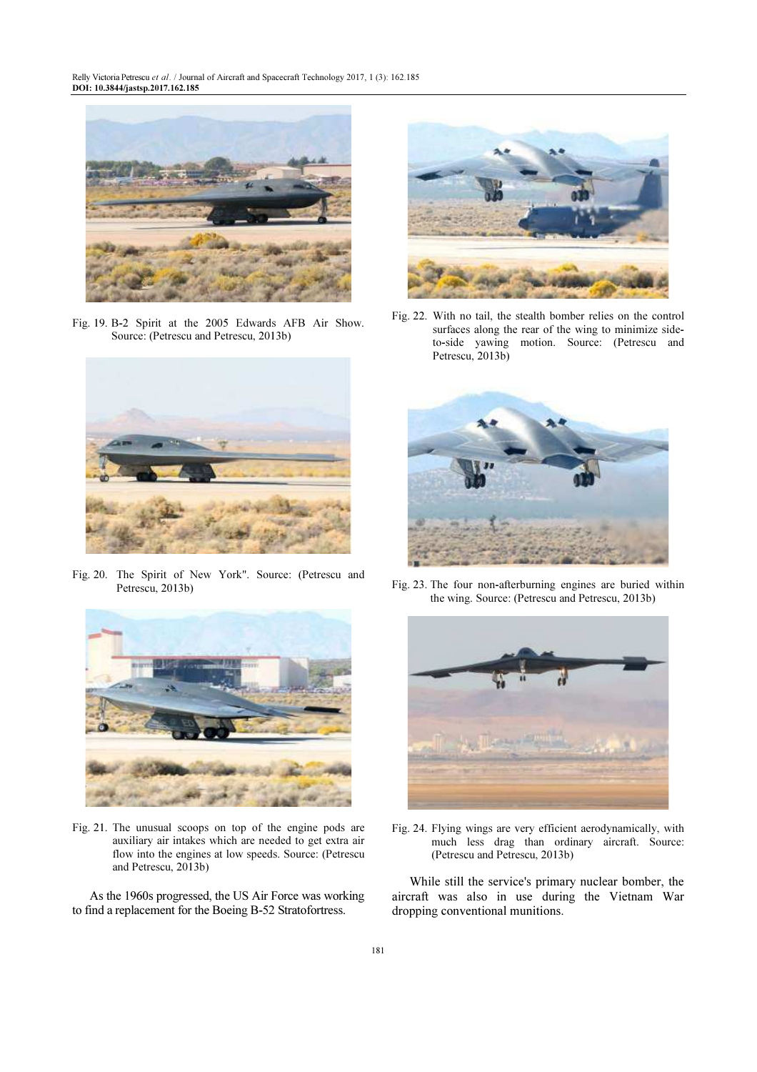Fig. 19. B-2 Spirit at the 2005 Edwards AFB Air Show. Source: (Petrescu and Petrescu, 2013b)

Fig. 20. The Spirit of New York". Source: (Petrescu and Petrescu, 2013b)

Fig. 21. The unusual scoops on top of the engine pods are auxiliary air intakes which are needed to get extra air flow into the engines at low speeds. Source: (Petrescu and Petrescu, 2013b)

As the 1960s progressed, the US Air Force was working to find a replacement for the Boeing B-52 Stratofortress.

Fig. 22. With no tail, the stealth bomber relies on the control surfaces along the rear of the wing to minimize side-to-side yawing motion. Source: (Petrescu and Petrescu, 2013b)

Fig. 23. The four non-afterburning engines are buried within the wing. Source: (Petrescu and Petrescu, 2013b)

Fig. 24. Flying wings are very efficient aerodynamically, with much less drag than ordinary aircraft. Source: (Petrescu and Petrescu, 2013b)

While still the service's primary nuclear bomber, the aircraft was also in use during the Vietnam War dropping conventional munitions.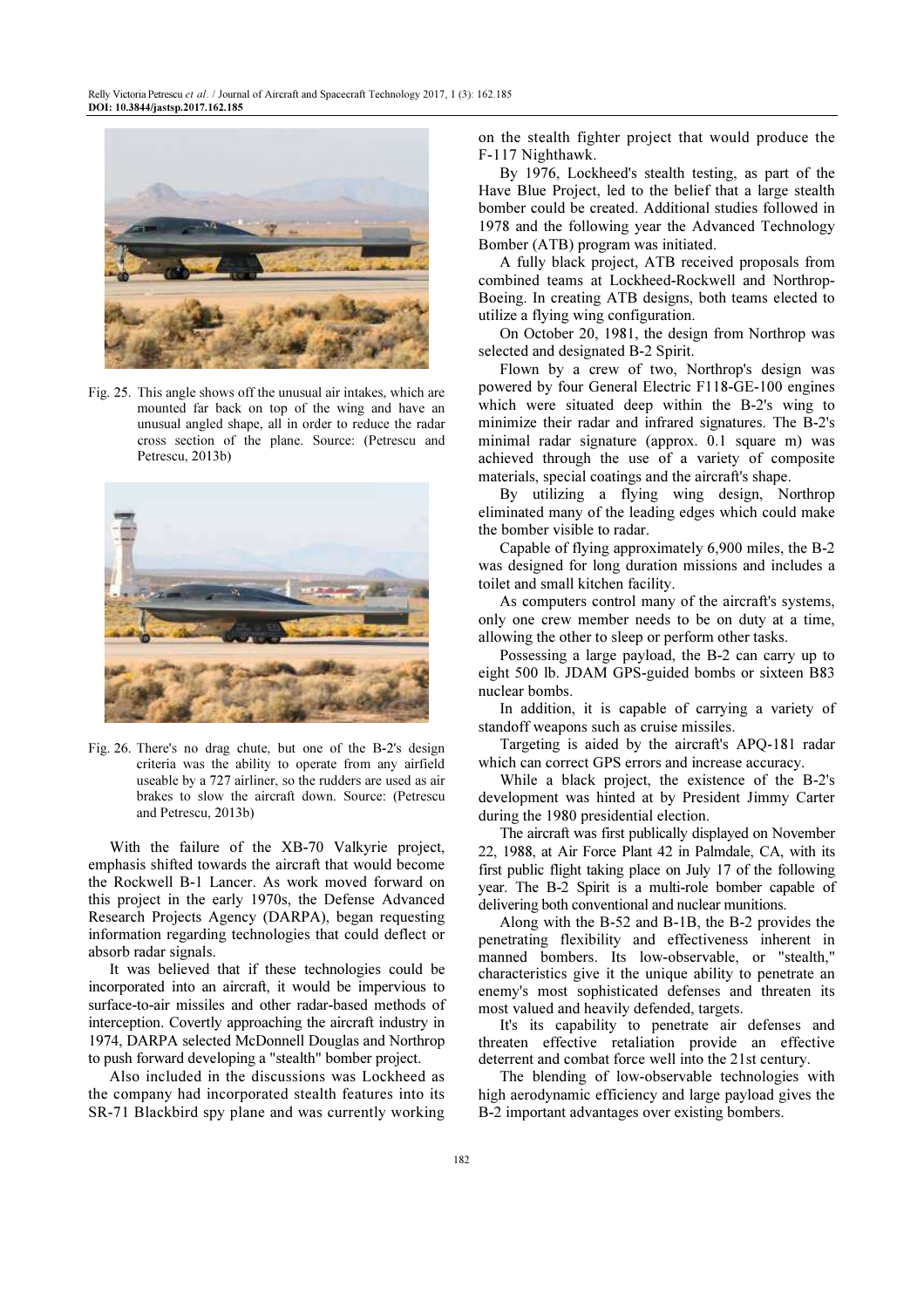Fig. 25. This angle shows off the unusual air intakes, which are mounted far back on top of the wing and have an unusual angled shape, all in order to reduce the radar cross section of the plane. Source: (Petrescu and Petrescu, 2013b)

Fig. 26. There's no drag chute, but one of the B-2's design criteria was the ability to operate from any airfield useable by a 727 airliner, so the rudders are used as air brakes to slow the aircraft down. Source: (Petrescu and Petrescu, 2013b)

With the failure of the XB-70 Valkyrie project, emphasis shifted towards the aircraft that would become the Rockwell B-1 Lancer. As work moved forward on this project in the early 1970s, the Defense Advanced Research Projects Agency (DARPA), began requesting information regarding technologies that could deflect or absorb radar signals.

It was believed that if these technologies could be incorporated into an aircraft, it would be impervious to surface-to-air missiles and other radar-based methods of interception. Covertly approaching the aircraft industry in 1974, DARPA selected McDonnell Douglas and Northrop to push forward developing a "stealth" bomber project.

Also included in the discussions was Lockheed as the company had incorporated stealth features into its SR-71 Blackbird spy plane and was currently working on the stealth fighter project that would produce the F-117 Nighthawk.

By 1976, Lockheed's stealth testing, as part of the Have Blue Project, led to the belief that a large stealth bomber could be created. Additional studies followed in 1978 and the following year the Advanced Technology Bomber (ATB) program was initiated.

A fully black project, ATB received proposals from combined teams at Lockheed-Rockwell and Northrop-Boeing. In creating ATB designs, both teams elected to utilize a flying wing configuration.

On October 20, 1981, the design from Northrop was selected and designated B-2 Spirit.

Flown by a crew of two, Northrop's design was powered by four General Electric F118-GE-100 engines which were situated deep within the B-2's wing to minimize their radar and infrared signatures. The B-2's minimal radar signature (approx. 0.1 square m) was achieved through the use of a variety of composite materials, special coatings and the aircraft's shape.

By utilizing a flying wing design, Northrop eliminated many of the leading edges which could make the bomber visible to radar.

Capable of flying approximately 6,900 miles, the B-2 was designed for long duration missions and includes a toilet and small kitchen facility.

As computers control many of the aircraft's systems, only one crew member needs to be on duty at a time, allowing the other to sleep or perform other tasks.

Possessing a large payload, the B-2 can carry up to eight 500 lb. JDAM GPS-guided bombs or sixteen B83 nuclear bombs.

In addition, it is capable of carrying a variety of standoff weapons such as cruise missiles.

Targeting is aided by the aircraft's APQ-181 radar which can correct GPS errors and increase accuracy.

While a black project, the existence of the B-2's development was hinted at by President Jimmy Carter during the 1980 presidential election.

The aircraft was first publically displayed on November 22, 1988, at Air Force Plant 42 in Palmdale, CA, with its first public flight taking place on July 17 of the following year. The B-2 Spirit is a multi-role bomber capable of delivering both conventional and nuclear munitions.

Along with the B-52 and B-1B, the B-2 provides the penetrating flexibility and effectiveness inherent in manned bombers. Its low-observable, or "stealth," characteristics give it the unique ability to penetrate an enemy's most sophisticated defenses and threaten its most valued and heavily defended, targets.

It's its capability to penetrate air defenses and threaten effective retaliation provide an effective deterrent and combat force well into the 21st century.

The blending of low-observable technologies with high aerodynamic efficiency and large payload gives the B-2 important advantages over existing bombers.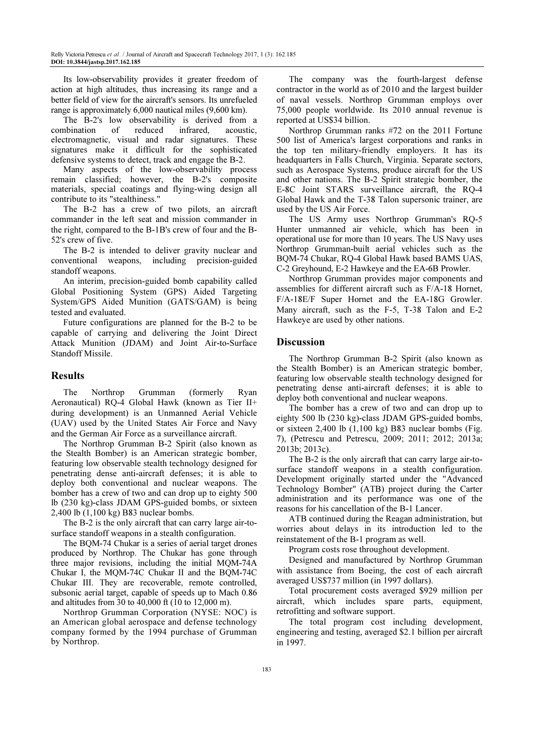Its low-observability provides it greater freedom of action at high altitudes, thus increasing its range and a better field of view for the aircraft's sensors. Its unrefueled range is approximately 6,000 nautical miles (9,600 km).

The B-2's low observability is derived from a combination of reduced infrared, acoustic, electromagnetic, visual and radar signatures. These signatures make it difficult for the sophisticated defensive systems to detect, track and engage the B-2.

Many aspects of the low-observability process remain classified; however, the B-2's composite materials, special coatings and flying-wing design all contribute to its "stealthiness."

The B-2 has a crew of two pilots, an aircraft commander in the left seat and mission commander in the right, compared to the B-1B's crew of four and the B-52's crew of five.

The B-2 is intended to deliver gravity nuclear and conventional weapons, including precision-guided standoff weapons.

An interim, precision-guided bomb capability called Global Positioning System (GPS) Aided Targeting System/GPS Aided Munition (GATS/GAM) is being tested and evaluated.

Future configurations are planned for the B-2 to be capable of carrying and delivering the Joint Direct Attack Munition (JDAM) and Joint Air-to-Surface Standoff Missile.

## Results

The Northrop Grumman (formerly Ryan Aeronautical) RQ-4 Global Hawk (known as Tier II+ during development) is an Unmanned Aerial Vehicle (UAV) used by the United States Air Force and Navy and the German Air Force as a surveillance aircraft.

The Northrop Grumman B-2 Spirit (also known as the Stealth Bomber) is an American strategic bomber, featuring low observable stealth technology designed for penetrating dense anti-aircraft defenses; it is able to deploy both conventional and nuclear weapons. The bomber has a crew of two and can drop up to eighty 500 lb (230 kg)-class JDAM GPS-guided bombs, or sixteen 2,400 lb (1,100 kg) B83 nuclear bombs.

The B-2 is the only aircraft that can carry large air-to-surface standoff weapons in a stealth configuration.

The BQM-74 Chukar is a series of aerial target drones produced by Northrop. The Chukar has gone through three major revisions, including the initial MQM-74A Chukar I, the MQM-74C Chukar II and the BQM-74C Chukar III. They are recoverable, remote controlled, subsonic aerial target, capable of speeds up to Mach 0.86 and altitudes from 30 to 40,000 ft (10 to 12,000 m).

Northrop Grumman Corporation (NYSE: NOC) is an American global aerospace and defense technology company formed by the 1994 purchase of Grumman by Northrop.

The company was the fourth-largest defense contractor in the world as of 2010 and the largest builder of naval vessels. Northrop Grumman employs over 75,000 people worldwide. Its 2010 annual revenue is reported at US$34 billion.

Northrop Grumman ranks #72 on the 2011 Fortune 500 list of America's largest corporations and ranks in the top ten military-friendly employers. It has its headquarters in Falls Church, Virginia. Separate sectors, such as Aerospace Systems, produce aircraft for the US and other nations. The B-2 Spirit strategic bomber, the E-8C Joint STARS surveillance aircraft, the RQ-4 Global Hawk and the T-38 Talon supersonic trainer, are used by the US Air Force.

The US Army uses Northrop Grumman's RQ-5 Hunter unmanned air vehicle, which has been in operational use for more than 10 years. The US Navy uses Northrop Grumman-built aerial vehicles such as the BQM-74 Chukar, RQ-4 Global Hawk based BAMS UAS, C-2 Greyhound, E-2 Hawkeye and the EA-6B Prowler.

Northrop Grumman provides major components and assemblies for different aircraft such as F/A-18 Hornet, F/A-18E/F Super Hornet and the EA-18G Growler. Many aircraft, such as the F-5, T-38 Talon and E-2 Hawkeye are used by other nations.

## Discussion

The Northrop Grumman B-2 Spirit (also known as the Stealth Bomber) is an American strategic bomber, featuring low observable stealth technology designed for penetrating dense anti-aircraft defenses; it is able to deploy both conventional and nuclear weapons.

The bomber has a crew of two and can drop up to eighty 500 lb (230 kg)-class JDAM GPS-guided bombs, or sixteen 2,400 lb (1,100 kg) B83 nuclear bombs (Fig. 7), (Petrescu and Petrescu, 2009; 2011; 2012; 2013a; 2013b; 2013c).

The B-2 is the only aircraft that can carry large air-to-surface standoff weapons in a stealth configuration. Development originally started under the "Advanced Technology Bomber" (ATB) project during the Carter administration and its performance was one of the reasons for his cancellation of the B-1 Lancer.

ATB continued during the Reagan administration, but worries about delays in its introduction led to the reinstatement of the B-1 program as well.

Program costs rose throughout development.

Designed and manufactured by Northrop Grumman with assistance from Boeing, the cost of each aircraft averaged US$737 million (in 1997 dollars).

Total procurement costs averaged $929 million per aircraft, which includes spare parts, equipment, retrofitting and software support.

The total program cost including development, engineering and testing, averaged $2.1 billion per aircraft in 1997.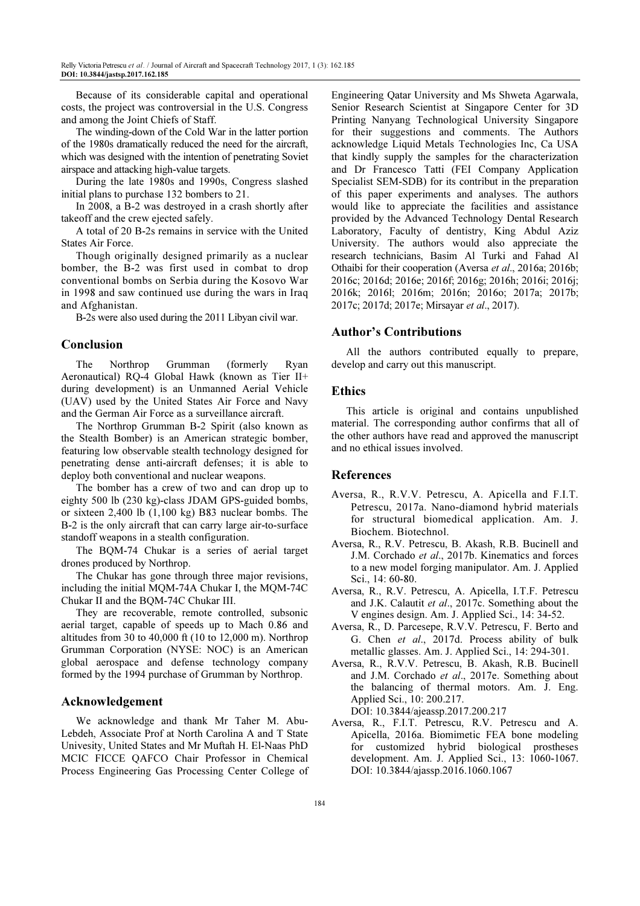Because of its considerable capital and operational costs, the project was controversial in the U.S. Congress and among the Joint Chiefs of Staff.

The winding-down of the Cold War in the latter portion of the 1980s dramatically reduced the need for the aircraft, which was designed with the intention of penetrating Soviet airspace and attacking high-value targets.

During the late 1980s and 1990s, Congress slashed initial plans to purchase 132 bombers to 21.

In 2008, a B-2 was destroyed in a crash shortly after takeoff and the crew ejected safely.

A total of 20 B-2s remains in service with the United States Air Force.

Though originally designed primarily as a nuclear bomber, the B-2 was first used in combat to drop conventional bombs on Serbia during the Kosovo War in 1998 and saw continued use during the wars in Iraq and Afghanistan.

B-2s were also used during the 2011 Libyan civil war.

## Conclusion

The Northrop Grumman (formerly Ryan Aeronautical) RQ-4 Global Hawk (known as Tier II+ during development) is an Unmanned Aerial Vehicle (UAV) used by the United States Air Force and Navy and the German Air Force as a surveillance aircraft.

The Northrop Grumman B-2 Spirit (also known as the Stealth Bomber) is an American strategic bomber, featuring low observable stealth technology designed for penetrating dense anti-aircraft defenses; it is able to deploy both conventional and nuclear weapons.

The bomber has a crew of two and can drop up to eighty 500 lb (230 kg)-class JDAM GPS-guided bombs, or sixteen 2,400 lb (1,100 kg) B83 nuclear bombs. The B-2 is the only aircraft that can carry large air-to-surface standoff weapons in a stealth configuration.

The BQM-74 Chukar is a series of aerial target drones produced by Northrop.

The Chukar has gone through three major revisions, including the initial MQM-74A Chukar I, the MQM-74C Chukar II and the BQM-74C Chukar III.

They are recoverable, remote controlled, subsonic aerial target, capable of speeds up to Mach 0.86 and altitudes from 30 to 40,000 ft (10 to 12,000 m). Northrop Grumman Corporation (NYSE: NOC) is an American global aerospace and defense technology company formed by the 1994 purchase of Grumman by Northrop.

## Acknowledgement

We acknowledge and thank Mr Taher M. Abu-Lebdeh, Associate Prof at North Carolina A and T State Univesity, United States and Mr Muftah H. El-Naas PhD MCIC FICCE QAFCO Chair Professor in Chemical Process Engineering Gas Processing Center College of Engineering Qatar University and Ms Shweta Agarwala, Senior Research Scientist at Singapore Center for 3D Printing Nanyang Technological University Singapore for their suggestions and comments. The Authors acknowledge Liquid Metals Technologies Inc, Ca USA that kindly supply the samples for the characterization and Dr Francesco Tatti (FEI Company Application Specialist SEM-SDB) for its contribut in the preparation of this paper experiments and analyses. The authors would like to appreciate the facilities and assistance provided by the Advanced Technology Dental Research Laboratory, Faculty of dentistry, King Abdul Aziz University. The authors would also appreciate the research technicians, Basim Al Turki and Fahad Al Othaibi for their cooperation (Aversa *et al*., 2016a; 2016b; 2016c; 2016d; 2016e; 2016f; 2016g; 2016h; 2016i; 2016j; 2016k; 2016l; 2016m; 2016n; 2016o; 2017a; 2017b; 2017c; 2017d; 2017e; Mirsayar *et al*., 2017).

## Author's Contributions

All the authors contributed equally to prepare, develop and carry out this manuscript.

## Ethics

This article is original and contains unpublished material. The corresponding author confirms that all of the other authors have read and approved the manuscript and no ethical issues involved.

## References

Aversa, R., R.V.V. Petrescu, A. Apicella and F.I.T. Petrescu, 2017a. Nano-diamond hybrid materials for structural biomedical application. Am. J. Biochem. Biotechnol.

Aversa, R., R.V. Petrescu, B. Akash, R.B. Bucinell and J.M. Corchado *et al*., 2017b. Kinematics and forces to a new model forging manipulator. Am. J. Applied Sci., 14: 60-80.

Aversa, R., R.V. Petrescu, A. Apicella, I.T.F. Petrescu and J.K. Calautit *et al*., 2017c. Something about the V engines design. Am. J. Applied Sci., 14: 34-52.

Aversa, R., D. Parcesepe, R.V.V. Petrescu, F. Berto and G. Chen *et al*., 2017d. Process ability of bulk metallic glasses. Am. J. Applied Sci., 14: 294-301.

Aversa, R., R.V.V. Petrescu, B. Akash, R.B. Bucinell and J.M. Corchado *et al*., 2017e. Something about the balancing of thermal motors. Am. J. Eng. Applied Sci., 10: 200.217. DOI: 10.3844/ajeassp.2017.200.217

Aversa, R., F.I.T. Petrescu, R.V. Petrescu and A. Apicella, 2016a. Biomimetic FEA bone modeling for customized hybrid biological prostheses development. Am. J. Applied Sci., 13: 1060-1067. DOI: 10.3844/ajassp.2016.1060.1067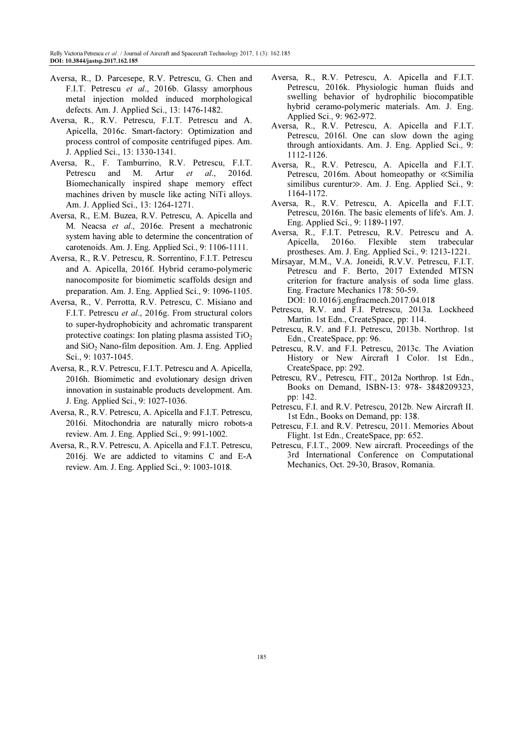Aversa, R., D. Parcesepe, R.V. Petrescu, G. Chen and F.I.T. Petrescu *et al*., 2016b. Glassy amorphous metal injection molded induced morphological defects. Am. J. Applied Sci., 13: 1476-1482.

Aversa, R., R.V. Petrescu, F.I.T. Petrescu and A. Apicella, 2016c. Smart-factory: Optimization and process control of composite centrifuged pipes. Am. J. Applied Sci., 13: 1330-1341.

Aversa, R., F. Tamburrino, R.V. Petrescu, F.I.T. Petrescu and M. Artur *et al*., 2016d. Biomechanically inspired shape memory effect machines driven by muscle like acting NiTi alloys. Am. J. Applied Sci., 13: 1264-1271.

Aversa, R., E.M. Buzea, R.V. Petrescu, A. Apicella and M. Neacsa *et al*., 2016e. Present a mechatronic system having able to determine the concentration of carotenoids. Am. J. Eng. Applied Sci., 9: 1106-1111.

Aversa, R., R.V. Petrescu, R. Sorrentino, F.I.T. Petrescu and A. Apicella, 2016f. Hybrid ceramo-polymeric nanocomposite for biomimetic scaffolds design and preparation. Am. J. Eng. Applied Sci., 9: 1096-1105.

Aversa, R., V. Perrotta, R.V. Petrescu, C. Misiano and F.I.T. Petrescu *et al*., 2016g. From structural colors to super-hydrophobicity and achromatic transparent protective coatings: Ion plating plasma assisted $TiO_2$ and $SiO_2$ Nano-film deposition. Am. J. Eng. Applied Sci., 9: 1037-1045.

Aversa, R., R.V. Petrescu, F.I.T. Petrescu and A. Apicella, 2016h. Biomimetic and evolutionary design driven innovation in sustainable products development. Am. J. Eng. Applied Sci., 9: 1027-1036.

Aversa, R., R.V. Petrescu, A. Apicella and F.I.T. Petrescu, 2016i. Mitochondria are naturally micro robots-a review. Am. J. Eng. Applied Sci., 9: 991-1002.

Aversa, R., R.V. Petrescu, A. Apicella and F.I.T. Petrescu, 2016j. We are addicted to vitamins C and E-A review. Am. J. Eng. Applied Sci., 9: 1003-1018.

Aversa, R., R.V. Petrescu, A. Apicella and F.I.T. Petrescu, 2016k. Physiologic human fluids and swelling behavior of hydrophilic biocompatible hybrid ceramo-polymeric materials. Am. J. Eng. Applied Sci., 9: 962-972.

Aversa, R., R.V. Petrescu, A. Apicella and F.I.T. Petrescu, 2016l. One can slow down the aging through antioxidants. Am. J. Eng. Applied Sci., 9: 1112-1126.

Aversa, R., R.V. Petrescu, A. Apicella and F.I.T. Petrescu, 2016m. About homeopathy or ≪Similia similibus curentur≫. Am. J. Eng. Applied Sci., 9: 1164-1172.

Aversa, R., R.V. Petrescu, A. Apicella and F.I.T. Petrescu, 2016n. The basic elements of life's. Am. J. Eng. Applied Sci., 9: 1189-1197.

Aversa, R., F.I.T. Petrescu, R.V. Petrescu and A. Apicella, 2016o. Flexible stem trabecular prostheses. Am. J. Eng. Applied Sci., 9: 1213-1221.

Mirsayar, M.M., V.A. Joneidi, R.V.V. Petrescu, F.I.T. Petrescu and F. Berto, 2017 Extended MTSN criterion for fracture analysis of soda lime glass. Eng. Fracture Mechanics 178: 50-59. DOI: 10.1016/j.engfracmech.2017.04.018

Petrescu, R.V. and F.I. Petrescu, 2013a. Lockheed Martin. 1st Edn., CreateSpace, pp: 114.

Petrescu, R.V. and F.I. Petrescu, 2013b. Northrop. 1st Edn., CreateSpace, pp: 96.

Petrescu, R.V. and F.I. Petrescu, 2013c. The Aviation History or New Aircraft I Color. 1st Edn., CreateSpace, pp: 292.

Petrescu, RV., Petrescu, FIT., 2012a Northrop. 1st Edn., Books on Demand, ISBN-13: 978- 3848209323, pp: 142.

Petrescu, F.I. and R.V. Petrescu, 2012b. New Aircraft II. 1st Edn., Books on Demand, pp: 138.

Petrescu, F.I. and R.V. Petrescu, 2011. Memories About Flight. 1st Edn., CreateSpace, pp: 652.

Petrescu, F.I.T., 2009. New aircraft. Proceedings of the 3rd International Conference on Computational Mechanics, Oct. 29-30, Brasov, Romania.